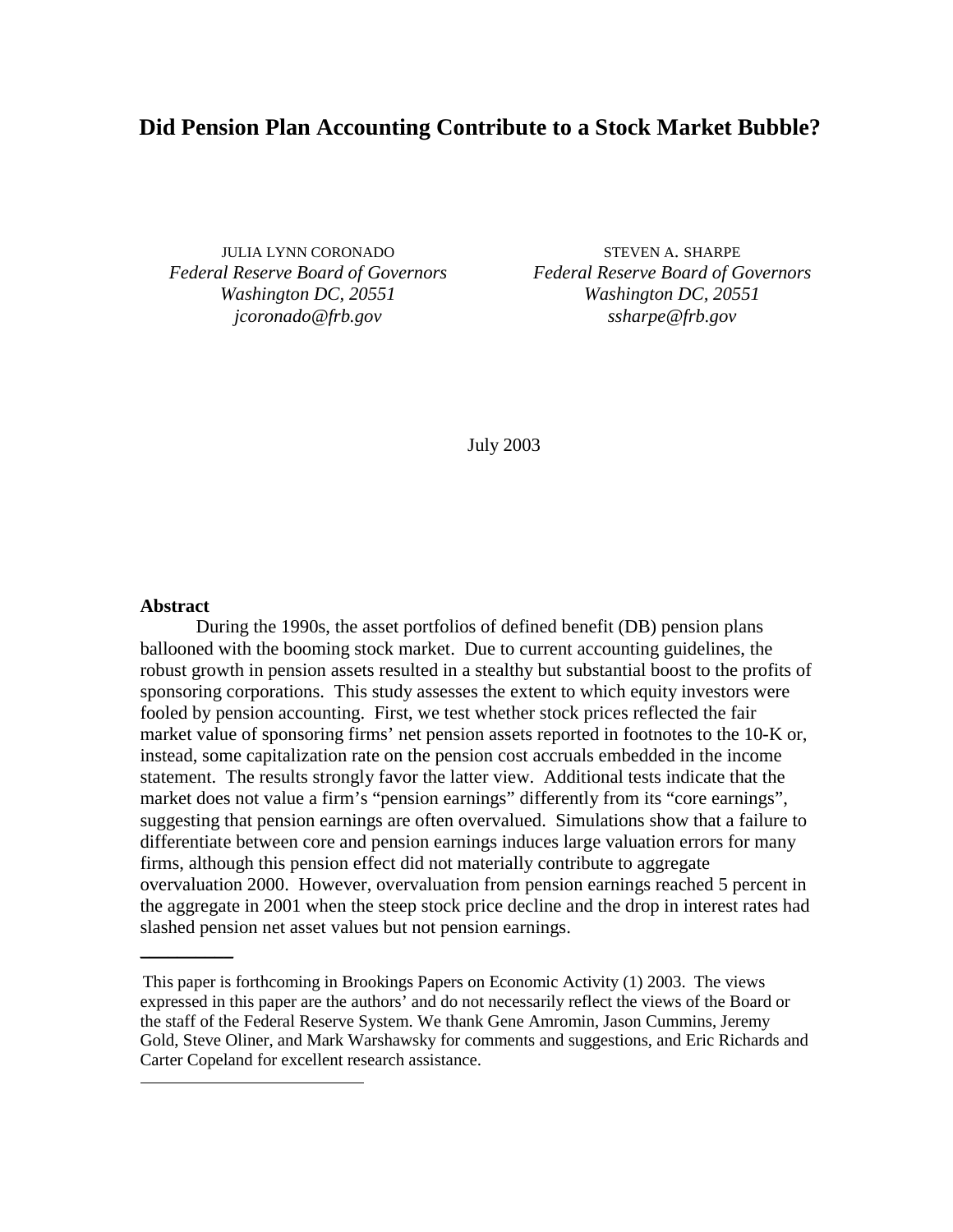# Did Pension Plan Accounting Contribute to a Stock Market Bubble?

JULIA LYNN CORONADO
*Federal Reserve Board of Governors*
*Washington DC, 20551*
*jcoronado@frb.gov*

STEVEN A. SHARPE
*Federal Reserve Board of Governors*
*Washington DC, 20551*
*ssharpe@frb.gov*

July 2003

**Abstract**

During the 1990s, the asset portfolios of defined benefit (DB) pension plans ballooned with the booming stock market. Due to current accounting guidelines, the robust growth in pension assets resulted in a stealthy but substantial boost to the profits of sponsoring corporations. This study assesses the extent to which equity investors were fooled by pension accounting. First, we test whether stock prices reflected the fair market value of sponsoring firms' net pension assets reported in footnotes to the 10-K or, instead, some capitalization rate on the pension cost accruals embedded in the income statement. The results strongly favor the latter view. Additional tests indicate that the market does not value a firm's "pension earnings" differently from its "core earnings", suggesting that pension earnings are often overvalued. Simulations show that a failure to differentiate between core and pension earnings induces large valuation errors for many firms, although this pension effect did not materially contribute to aggregate overvaluation 2000. However, overvaluation from pension earnings reached 5 percent in the aggregate in 2001 when the steep stock price decline and the drop in interest rates had slashed pension net asset values but not pension earnings.

---

This paper is forthcoming in Brookings Papers on Economic Activity (1) 2003. The views expressed in this paper are the authors' and do not necessarily reflect the views of the Board or the staff of the Federal Reserve System. We thank Gene Amromin, Jason Cummins, Jeremy Gold, Steve Oliner, and Mark Warshawsky for comments and suggestions, and Eric Richards and Carter Copeland for excellent research assistance.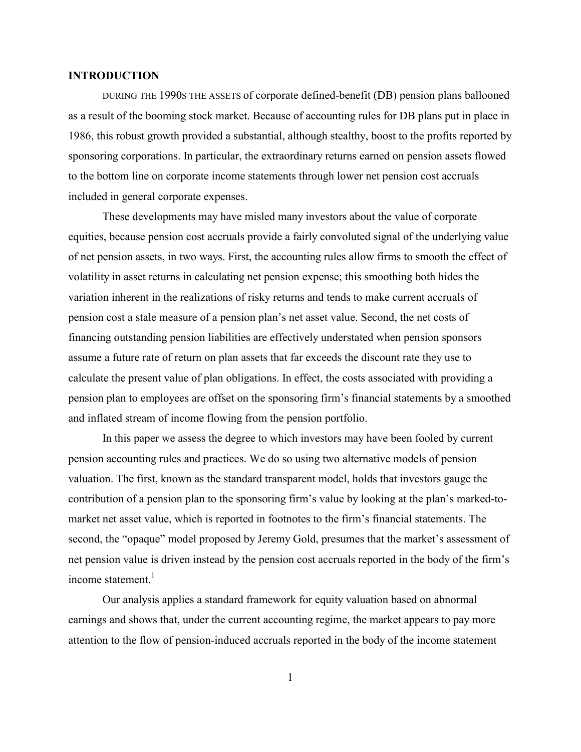## INTRODUCTION

DURING THE 1990S THE ASSETS of corporate defined-benefit (DB) pension plans ballooned as a result of the booming stock market. Because of accounting rules for DB plans put in place in 1986, this robust growth provided a substantial, although stealthy, boost to the profits reported by sponsoring corporations. In particular, the extraordinary returns earned on pension assets flowed to the bottom line on corporate income statements through lower net pension cost accruals included in general corporate expenses.

These developments may have misled many investors about the value of corporate equities, because pension cost accruals provide a fairly convoluted signal of the underlying value of net pension assets, in two ways. First, the accounting rules allow firms to smooth the effect of volatility in asset returns in calculating net pension expense; this smoothing both hides the variation inherent in the realizations of risky returns and tends to make current accruals of pension cost a stale measure of a pension plan's net asset value. Second, the net costs of financing outstanding pension liabilities are effectively understated when pension sponsors assume a future rate of return on plan assets that far exceeds the discount rate they use to calculate the present value of plan obligations. In effect, the costs associated with providing a pension plan to employees are offset on the sponsoring firm's financial statements by a smoothed and inflated stream of income flowing from the pension portfolio.

In this paper we assess the degree to which investors may have been fooled by current pension accounting rules and practices. We do so using two alternative models of pension valuation. The first, known as the standard transparent model, holds that investors gauge the contribution of a pension plan to the sponsoring firm's value by looking at the plan's marked-to-market net asset value, which is reported in footnotes to the firm's financial statements. The second, the "opaque" model proposed by Jeremy Gold, presumes that the market's assessment of net pension value is driven instead by the pension cost accruals reported in the body of the firm's income statement.[1]

Our analysis applies a standard framework for equity valuation based on abnormal earnings and shows that, under the current accounting regime, the market appears to pay more attention to the flow of pension-induced accruals reported in the body of the income statement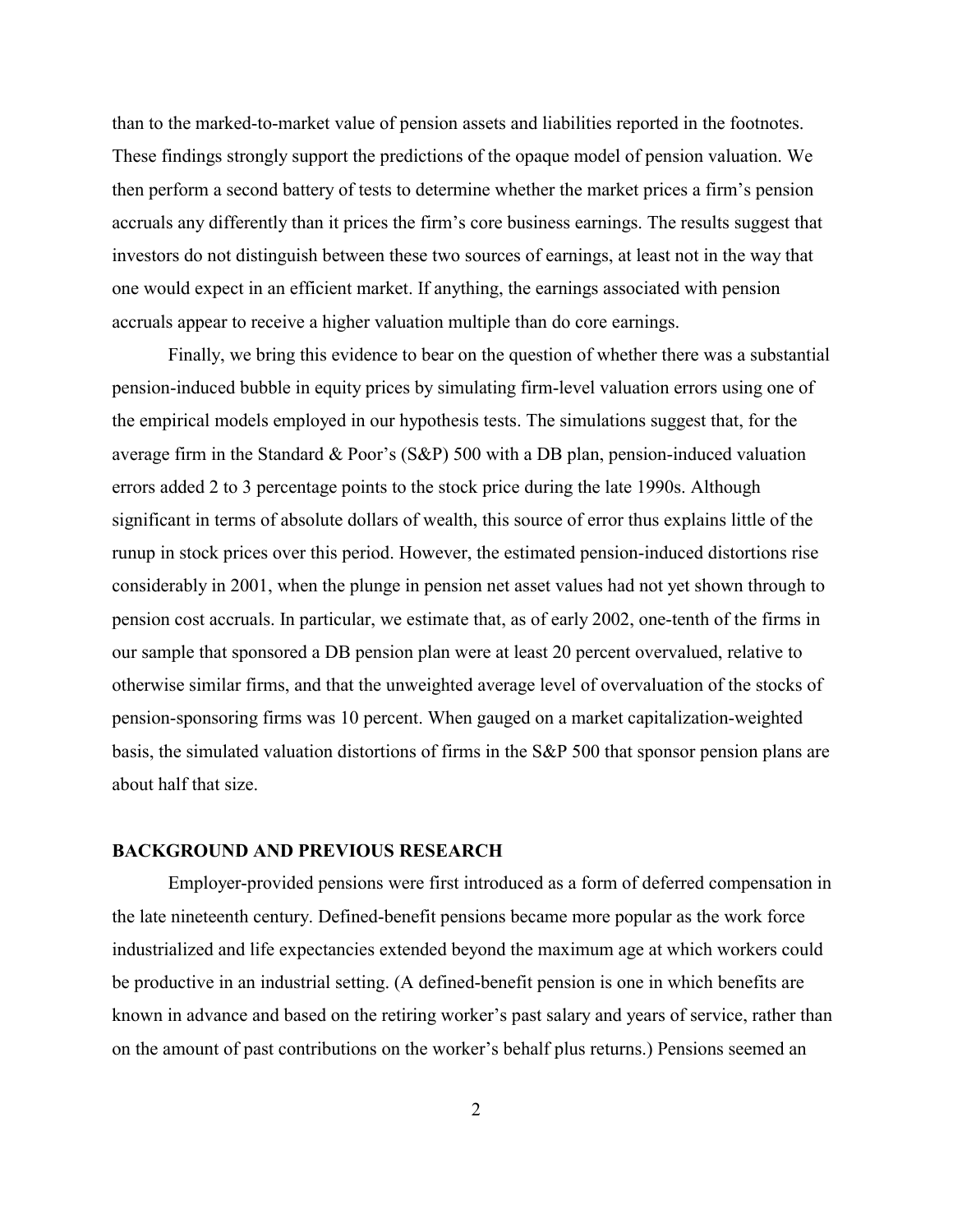than to the marked-to-market value of pension assets and liabilities reported in the footnotes. These findings strongly support the predictions of the opaque model of pension valuation. We then perform a second battery of tests to determine whether the market prices a firm's pension accruals any differently than it prices the firm's core business earnings. The results suggest that investors do not distinguish between these two sources of earnings, at least not in the way that one would expect in an efficient market. If anything, the earnings associated with pension accruals appear to receive a higher valuation multiple than do core earnings.

Finally, we bring this evidence to bear on the question of whether there was a substantial pension-induced bubble in equity prices by simulating firm-level valuation errors using one of the empirical models employed in our hypothesis tests. The simulations suggest that, for the average firm in the Standard & Poor's (S&P) 500 with a DB plan, pension-induced valuation errors added 2 to 3 percentage points to the stock price during the late 1990s. Although significant in terms of absolute dollars of wealth, this source of error thus explains little of the runup in stock prices over this period. However, the estimated pension-induced distortions rise considerably in 2001, when the plunge in pension net asset values had not yet shown through to pension cost accruals. In particular, we estimate that, as of early 2002, one-tenth of the firms in our sample that sponsored a DB pension plan were at least 20 percent overvalued, relative to otherwise similar firms, and that the unweighted average level of overvaluation of the stocks of pension-sponsoring firms was 10 percent. When gauged on a market capitalization-weighted basis, the simulated valuation distortions of firms in the S&P 500 that sponsor pension plans are about half that size.

## BACKGROUND AND PREVIOUS RESEARCH

Employer-provided pensions were first introduced as a form of deferred compensation in the late nineteenth century. Defined-benefit pensions became more popular as the work force industrialized and life expectancies extended beyond the maximum age at which workers could be productive in an industrial setting. (A defined-benefit pension is one in which benefits are known in advance and based on the retiring worker's past salary and years of service, rather than on the amount of past contributions on the worker's behalf plus returns.) Pensions seemed an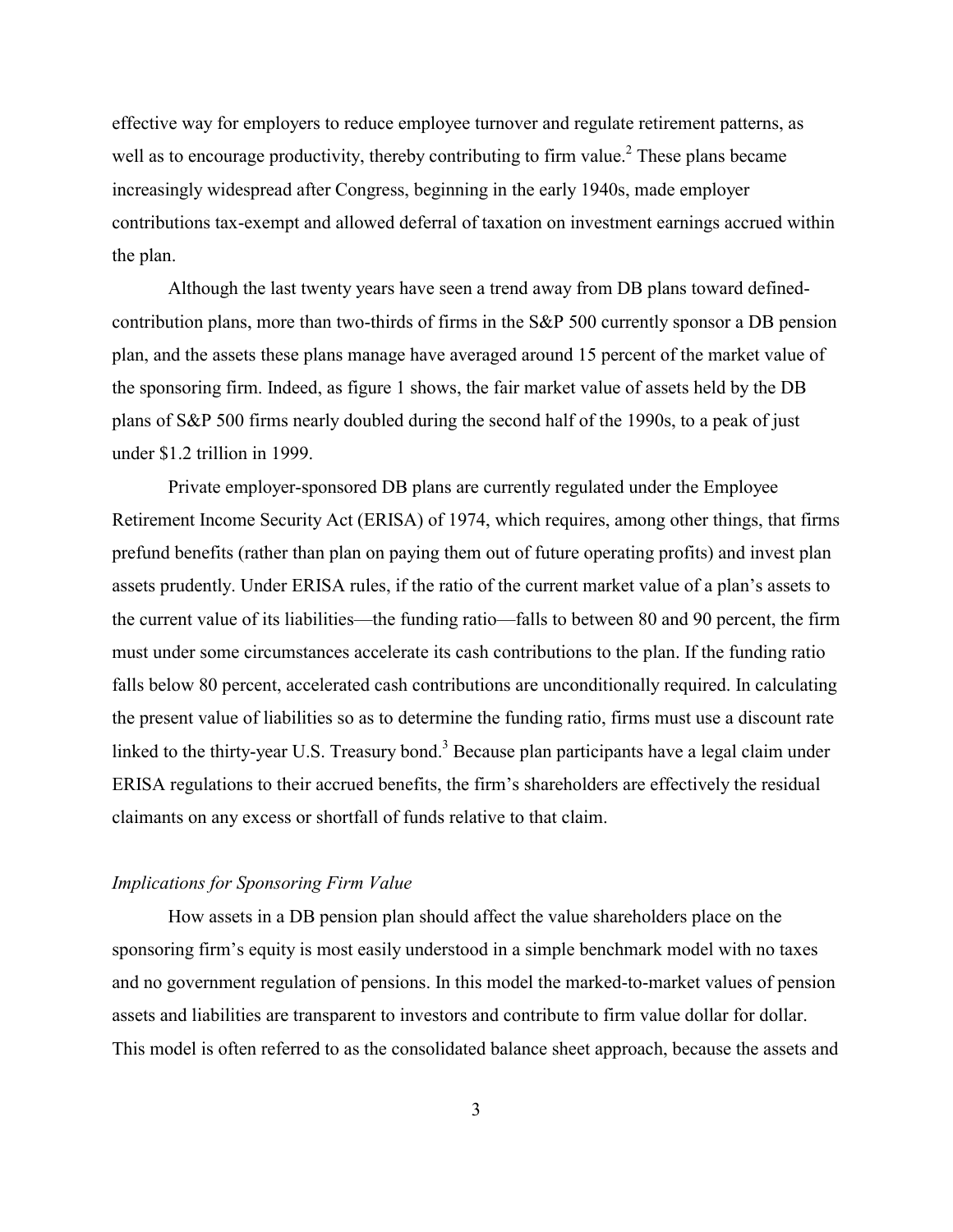effective way for employers to reduce employee turnover and regulate retirement patterns, as well as to encourage productivity, thereby contributing to firm value.[2] These plans became increasingly widespread after Congress, beginning in the early 1940s, made employer contributions tax-exempt and allowed deferral of taxation on investment earnings accrued within the plan.

Although the last twenty years have seen a trend away from DB plans toward defined-contribution plans, more than two-thirds of firms in the S&P 500 currently sponsor a DB pension plan, and the assets these plans manage have averaged around 15 percent of the market value of the sponsoring firm. Indeed, as figure 1 shows, the fair market value of assets held by the DB plans of S&P 500 firms nearly doubled during the second half of the 1990s, to a peak of just under $1.2 trillion in 1999.

Private employer-sponsored DB plans are currently regulated under the Employee Retirement Income Security Act (ERISA) of 1974, which requires, among other things, that firms prefund benefits (rather than plan on paying them out of future operating profits) and invest plan assets prudently. Under ERISA rules, if the ratio of the current market value of a plan's assets to the current value of its liabilities—the funding ratio—falls to between 80 and 90 percent, the firm must under some circumstances accelerate its cash contributions to the plan. If the funding ratio falls below 80 percent, accelerated cash contributions are unconditionally required. In calculating the present value of liabilities so as to determine the funding ratio, firms must use a discount rate linked to the thirty-year U.S. Treasury bond.[3] Because plan participants have a legal claim under ERISA regulations to their accrued benefits, the firm's shareholders are effectively the residual claimants on any excess or shortfall of funds relative to that claim.

### *Implications for Sponsoring Firm Value*

How assets in a DB pension plan should affect the value shareholders place on the sponsoring firm's equity is most easily understood in a simple benchmark model with no taxes and no government regulation of pensions. In this model the marked-to-market values of pension assets and liabilities are transparent to investors and contribute to firm value dollar for dollar. This model is often referred to as the consolidated balance sheet approach, because the assets and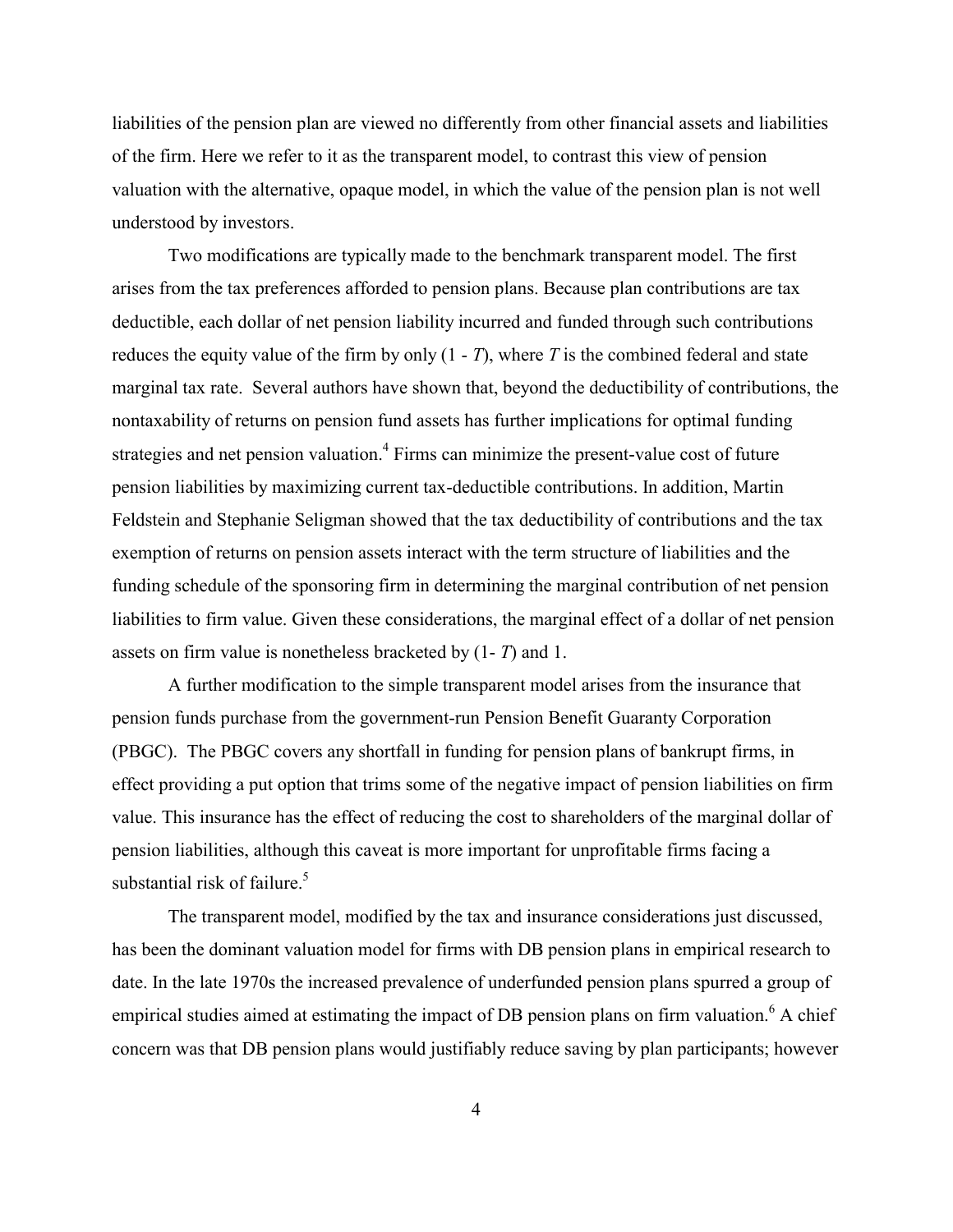liabilities of the pension plan are viewed no differently from other financial assets and liabilities of the firm. Here we refer to it as the transparent model, to contrast this view of pension valuation with the alternative, opaque model, in which the value of the pension plan is not well understood by investors.

Two modifications are typically made to the benchmark transparent model. The first arises from the tax preferences afforded to pension plans. Because plan contributions are tax deductible, each dollar of net pension liability incurred and funded through such contributions reduces the equity value of the firm by only $(1 - T)$, where $T$ is the combined federal and state marginal tax rate. Several authors have shown that, beyond the deductibility of contributions, the nontaxability of returns on pension fund assets has further implications for optimal funding strategies and net pension valuation.[4] Firms can minimize the present-value cost of future pension liabilities by maximizing current tax-deductible contributions. In addition, Martin Feldstein and Stephanie Seligman showed that the tax deductibility of contributions and the tax exemption of returns on pension assets interact with the term structure of liabilities and the funding schedule of the sponsoring firm in determining the marginal contribution of net pension liabilities to firm value. Given these considerations, the marginal effect of a dollar of net pension assets on firm value is nonetheless bracketed by $(1- T)$ and 1.

A further modification to the simple transparent model arises from the insurance that pension funds purchase from the government-run Pension Benefit Guaranty Corporation (PBGC). The PBGC covers any shortfall in funding for pension plans of bankrupt firms, in effect providing a put option that trims some of the negative impact of pension liabilities on firm value. This insurance has the effect of reducing the cost to shareholders of the marginal dollar of pension liabilities, although this caveat is more important for unprofitable firms facing a substantial risk of failure.[5]

The transparent model, modified by the tax and insurance considerations just discussed, has been the dominant valuation model for firms with DB pension plans in empirical research to date. In the late 1970s the increased prevalence of underfunded pension plans spurred a group of empirical studies aimed at estimating the impact of DB pension plans on firm valuation.[6] A chief concern was that DB pension plans would justifiably reduce saving by plan participants; however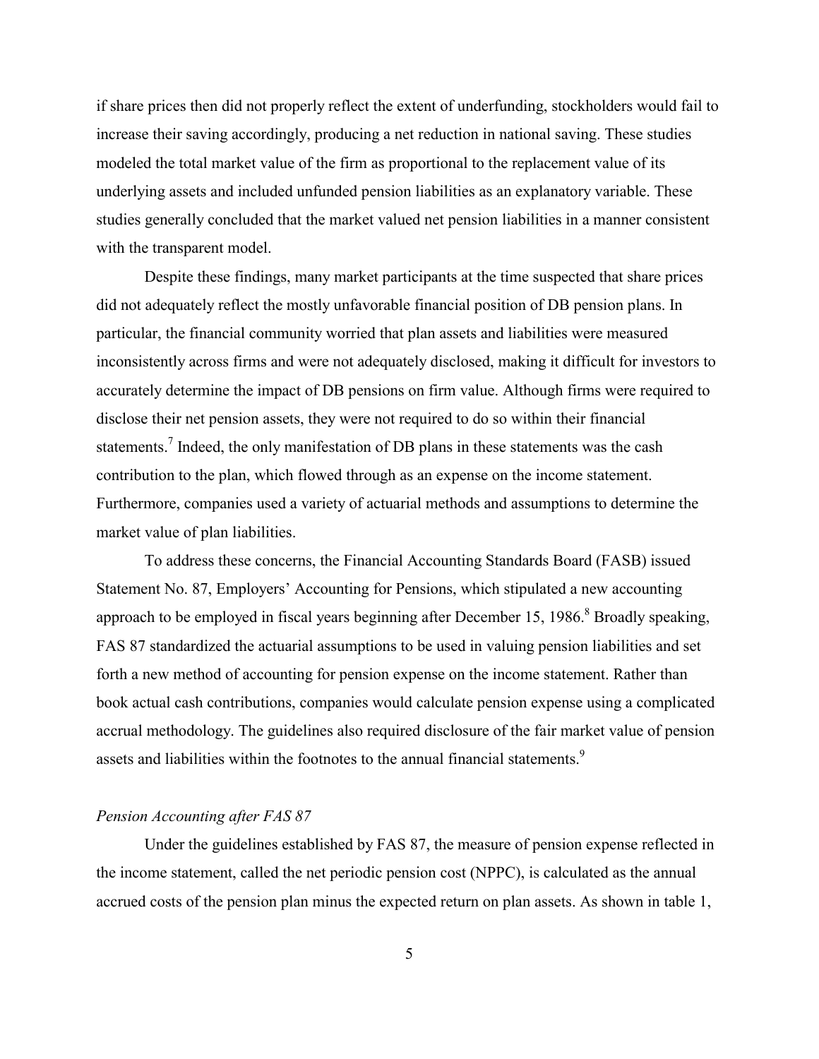if share prices then did not properly reflect the extent of underfunding, stockholders would fail to increase their saving accordingly, producing a net reduction in national saving. These studies modeled the total market value of the firm as proportional to the replacement value of its underlying assets and included unfunded pension liabilities as an explanatory variable. These studies generally concluded that the market valued net pension liabilities in a manner consistent with the transparent model.

Despite these findings, many market participants at the time suspected that share prices did not adequately reflect the mostly unfavorable financial position of DB pension plans. In particular, the financial community worried that plan assets and liabilities were measured inconsistently across firms and were not adequately disclosed, making it difficult for investors to accurately determine the impact of DB pensions on firm value. Although firms were required to disclose their net pension assets, they were not required to do so within their financial statements.[7] Indeed, the only manifestation of DB plans in these statements was the cash contribution to the plan, which flowed through as an expense on the income statement. Furthermore, companies used a variety of actuarial methods and assumptions to determine the market value of plan liabilities.

To address these concerns, the Financial Accounting Standards Board (FASB) issued Statement No. 87, Employers' Accounting for Pensions, which stipulated a new accounting approach to be employed in fiscal years beginning after December 15, 1986.[8] Broadly speaking, FAS 87 standardized the actuarial assumptions to be used in valuing pension liabilities and set forth a new method of accounting for pension expense on the income statement. Rather than book actual cash contributions, companies would calculate pension expense using a complicated accrual methodology. The guidelines also required disclosure of the fair market value of pension assets and liabilities within the footnotes to the annual financial statements.[9]

*Pension Accounting after FAS 87*

Under the guidelines established by FAS 87, the measure of pension expense reflected in the income statement, called the net periodic pension cost (NPPC), is calculated as the annual accrued costs of the pension plan minus the expected return on plan assets. As shown in table 1,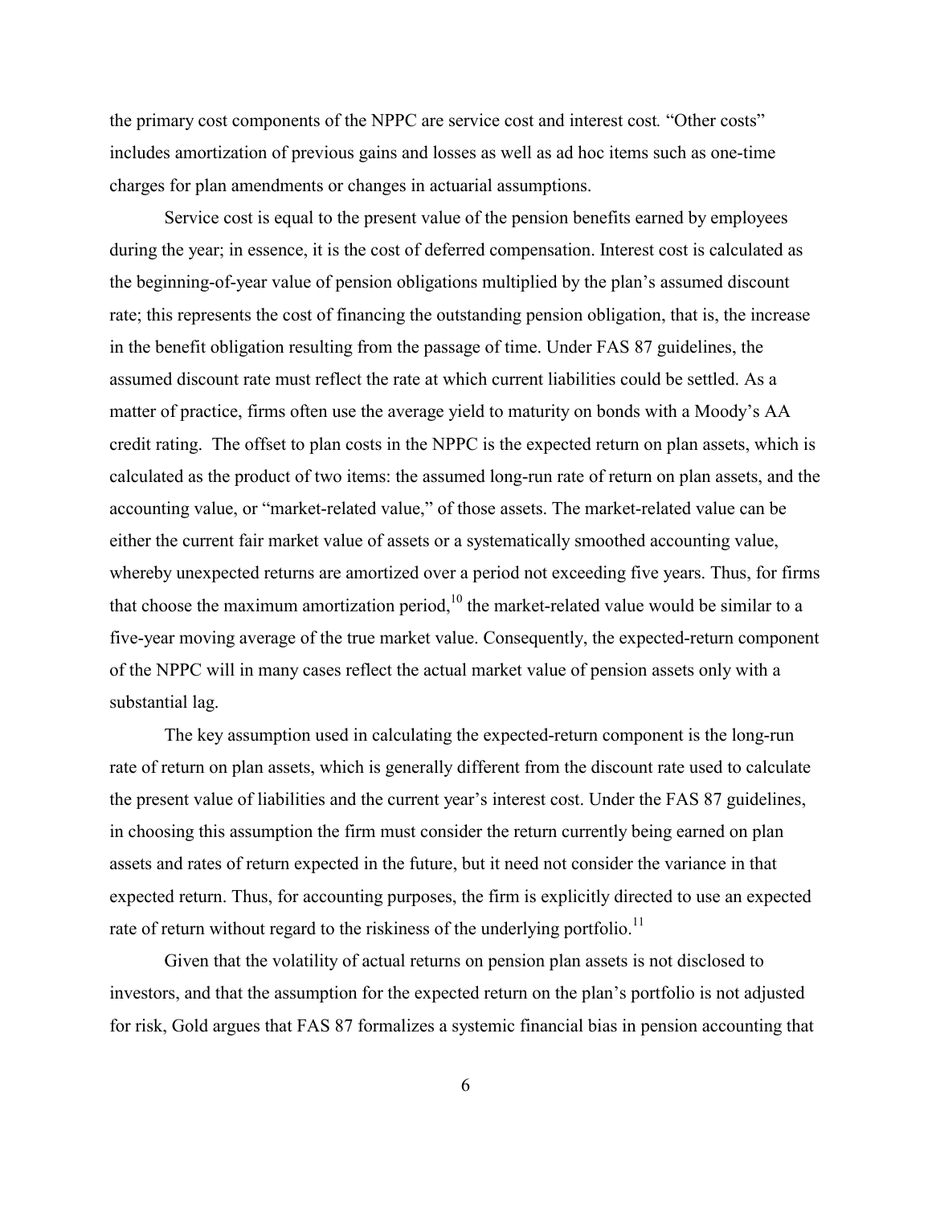the primary cost components of the NPPC are service cost and interest cost. "Other costs" includes amortization of previous gains and losses as well as ad hoc items such as one-time charges for plan amendments or changes in actuarial assumptions.

Service cost is equal to the present value of the pension benefits earned by employees during the year; in essence, it is the cost of deferred compensation. Interest cost is calculated as the beginning-of-year value of pension obligations multiplied by the plan's assumed discount rate; this represents the cost of financing the outstanding pension obligation, that is, the increase in the benefit obligation resulting from the passage of time. Under FAS 87 guidelines, the assumed discount rate must reflect the rate at which current liabilities could be settled. As a matter of practice, firms often use the average yield to maturity on bonds with a Moody's AA credit rating. The offset to plan costs in the NPPC is the expected return on plan assets, which is calculated as the product of two items: the assumed long-run rate of return on plan assets, and the accounting value, or "market-related value," of those assets. The market-related value can be either the current fair market value of assets or a systematically smoothed accounting value, whereby unexpected returns are amortized over a period not exceeding five years. Thus, for firms that choose the maximum amortization period,[10] the market-related value would be similar to a five-year moving average of the true market value. Consequently, the expected-return component of the NPPC will in many cases reflect the actual market value of pension assets only with a substantial lag.

The key assumption used in calculating the expected-return component is the long-run rate of return on plan assets, which is generally different from the discount rate used to calculate the present value of liabilities and the current year's interest cost. Under the FAS 87 guidelines, in choosing this assumption the firm must consider the return currently being earned on plan assets and rates of return expected in the future, but it need not consider the variance in that expected return. Thus, for accounting purposes, the firm is explicitly directed to use an expected rate of return without regard to the riskiness of the underlying portfolio.[11]

Given that the volatility of actual returns on pension plan assets is not disclosed to investors, and that the assumption for the expected return on the plan's portfolio is not adjusted for risk, Gold argues that FAS 87 formalizes a systemic financial bias in pension accounting that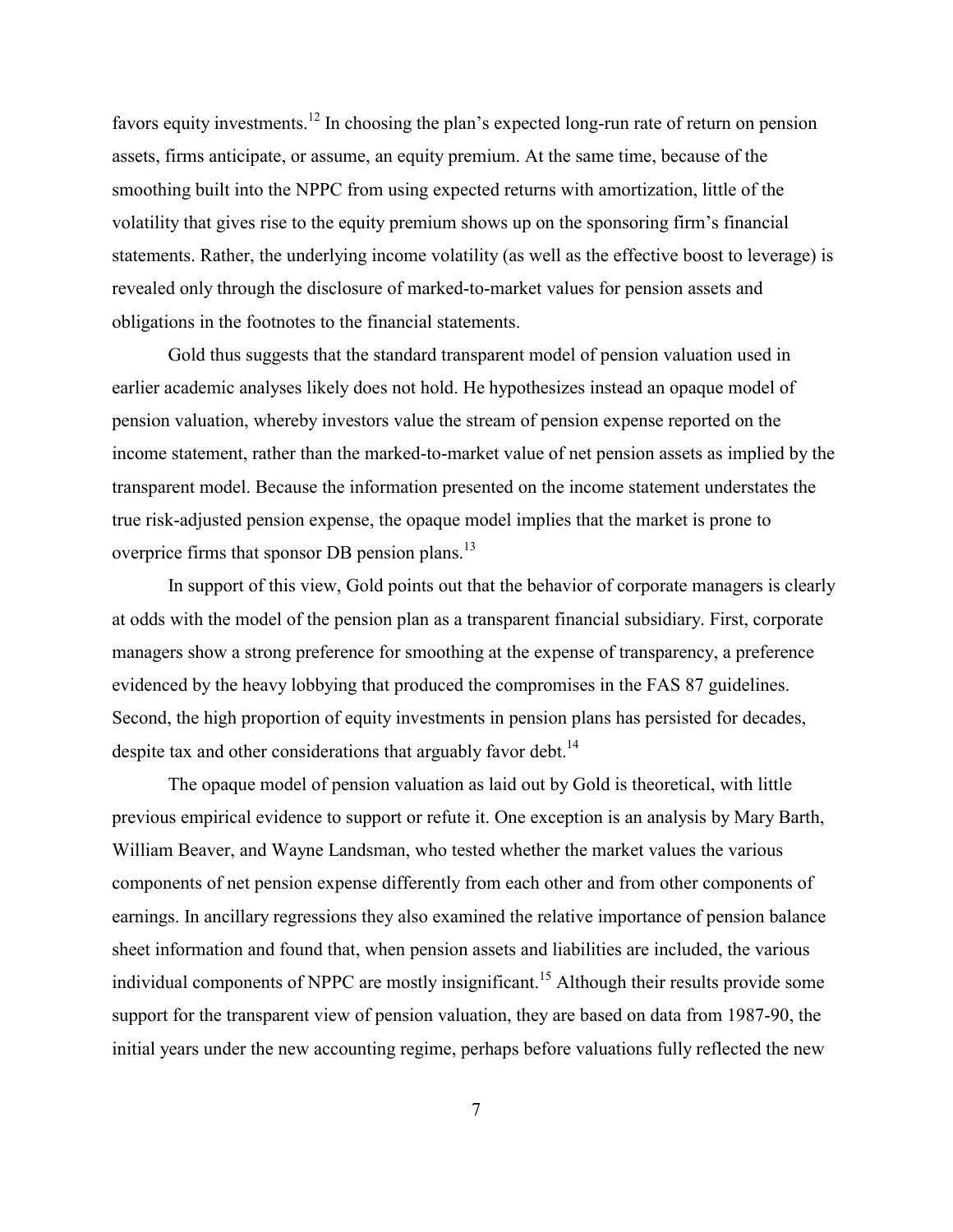favors equity investments.[12] In choosing the plan's expected long-run rate of return on pension assets, firms anticipate, or assume, an equity premium. At the same time, because of the smoothing built into the NPPC from using expected returns with amortization, little of the volatility that gives rise to the equity premium shows up on the sponsoring firm's financial statements. Rather, the underlying income volatility (as well as the effective boost to leverage) is revealed only through the disclosure of marked-to-market values for pension assets and obligations in the footnotes to the financial statements.

Gold thus suggests that the standard transparent model of pension valuation used in earlier academic analyses likely does not hold. He hypothesizes instead an opaque model of pension valuation, whereby investors value the stream of pension expense reported on the income statement, rather than the marked-to-market value of net pension assets as implied by the transparent model. Because the information presented on the income statement understates the true risk-adjusted pension expense, the opaque model implies that the market is prone to overprice firms that sponsor DB pension plans.[13]

In support of this view, Gold points out that the behavior of corporate managers is clearly at odds with the model of the pension plan as a transparent financial subsidiary. First, corporate managers show a strong preference for smoothing at the expense of transparency, a preference evidenced by the heavy lobbying that produced the compromises in the FAS 87 guidelines. Second, the high proportion of equity investments in pension plans has persisted for decades, despite tax and other considerations that arguably favor debt.[14]

The opaque model of pension valuation as laid out by Gold is theoretical, with little previous empirical evidence to support or refute it. One exception is an analysis by Mary Barth, William Beaver, and Wayne Landsman, who tested whether the market values the various components of net pension expense differently from each other and from other components of earnings. In ancillary regressions they also examined the relative importance of pension balance sheet information and found that, when pension assets and liabilities are included, the various individual components of NPPC are mostly insignificant.[15] Although their results provide some support for the transparent view of pension valuation, they are based on data from 1987-90, the initial years under the new accounting regime, perhaps before valuations fully reflected the new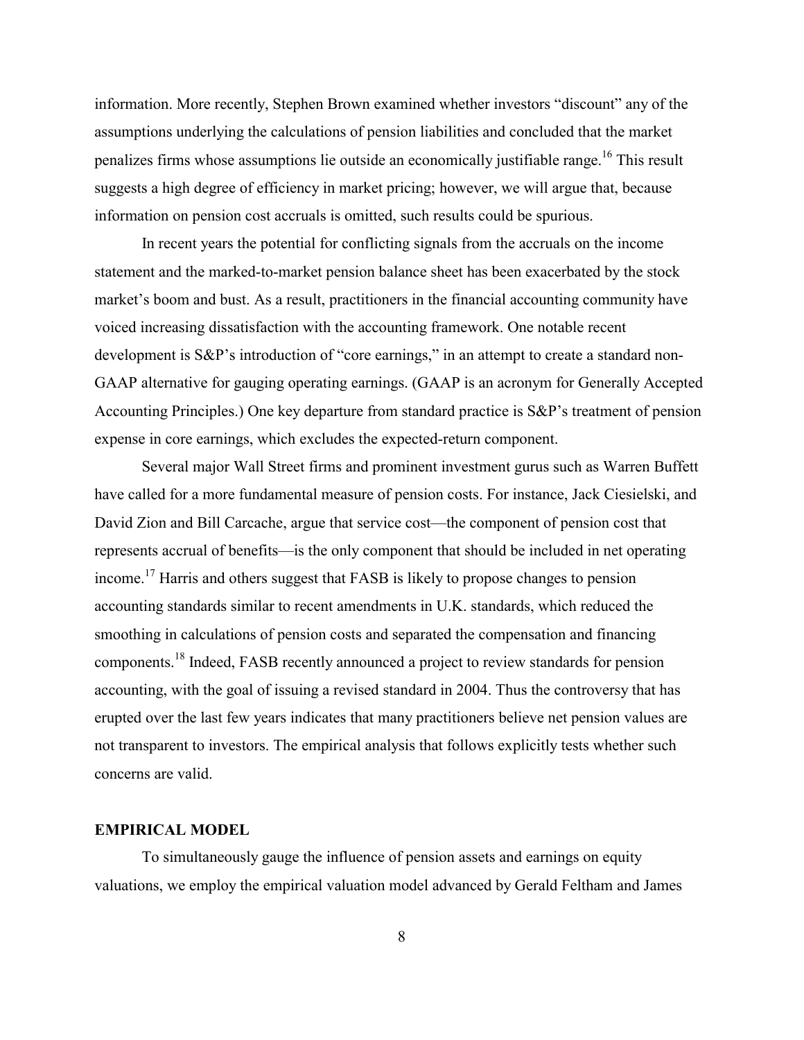information. More recently, Stephen Brown examined whether investors "discount" any of the assumptions underlying the calculations of pension liabilities and concluded that the market penalizes firms whose assumptions lie outside an economically justifiable range.[16] This result suggests a high degree of efficiency in market pricing; however, we will argue that, because information on pension cost accruals is omitted, such results could be spurious.

In recent years the potential for conflicting signals from the accruals on the income statement and the marked-to-market pension balance sheet has been exacerbated by the stock market's boom and bust. As a result, practitioners in the financial accounting community have voiced increasing dissatisfaction with the accounting framework. One notable recent development is S&P's introduction of "core earnings," in an attempt to create a standard non-GAAP alternative for gauging operating earnings. (GAAP is an acronym for Generally Accepted Accounting Principles.) One key departure from standard practice is S&P's treatment of pension expense in core earnings, which excludes the expected-return component.

Several major Wall Street firms and prominent investment gurus such as Warren Buffett have called for a more fundamental measure of pension costs. For instance, Jack Ciesielski, and David Zion and Bill Carcache, argue that service cost—the component of pension cost that represents accrual of benefits—is the only component that should be included in net operating income.[17] Harris and others suggest that FASB is likely to propose changes to pension accounting standards similar to recent amendments in U.K. standards, which reduced the smoothing in calculations of pension costs and separated the compensation and financing components.[18] Indeed, FASB recently announced a project to review standards for pension accounting, with the goal of issuing a revised standard in 2004. Thus the controversy that has erupted over the last few years indicates that many practitioners believe net pension values are not transparent to investors. The empirical analysis that follows explicitly tests whether such concerns are valid.

## EMPIRICAL MODEL

To simultaneously gauge the influence of pension assets and earnings on equity valuations, we employ the empirical valuation model advanced by Gerald Feltham and James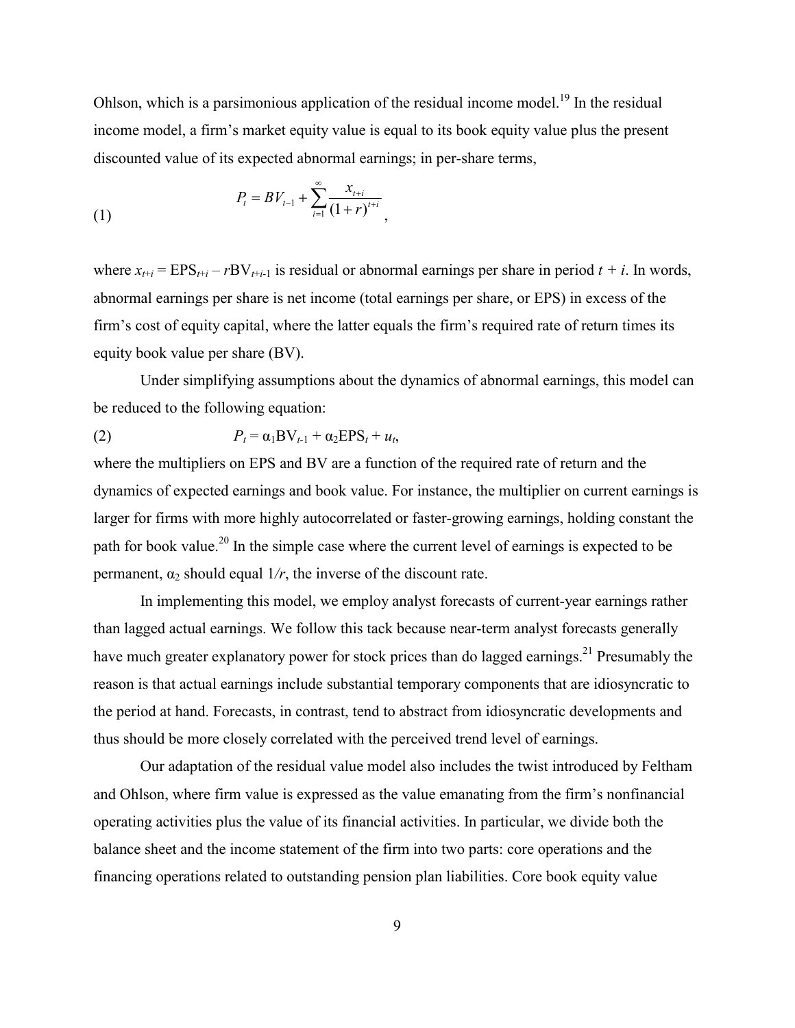Ohlson, which is a parsimonious application of the residual income model.[19] In the residual income model, a firm's market equity value is equal to its book equity value plus the present discounted value of its expected abnormal earnings; in per-share terms,

$$P_t = BV_{t-1} + \sum_{i=1}^{\infty} \frac{x_{t+i}}{(1+r)^{t+i}}, \tag{1}$$

where $x_{t+i} = \text{EPS}_{t+i} - r\text{BV}_{t+i-1}$ is residual or abnormal earnings per share in period $t + i$. In words, abnormal earnings per share is net income (total earnings per share, or EPS) in excess of the firm's cost of equity capital, where the latter equals the firm's required rate of return times its equity book value per share (BV).

Under simplifying assumptions about the dynamics of abnormal earnings, this model can be reduced to the following equation:

$$P_t = \alpha_1 \text{BV}_{t-1} + \alpha_2 \text{EPS}_t + u_t, \tag{2}$$

where the multipliers on EPS and BV are a function of the required rate of return and the dynamics of expected earnings and book value. For instance, the multiplier on current earnings is larger for firms with more highly autocorrelated or faster-growing earnings, holding constant the path for book value.[20] In the simple case where the current level of earnings is expected to be permanent, $\alpha_2$ should equal $1/r$, the inverse of the discount rate.

In implementing this model, we employ analyst forecasts of current-year earnings rather than lagged actual earnings. We follow this tack because near-term analyst forecasts generally have much greater explanatory power for stock prices than do lagged earnings.[21] Presumably the reason is that actual earnings include substantial temporary components that are idiosyncratic to the period at hand. Forecasts, in contrast, tend to abstract from idiosyncratic developments and thus should be more closely correlated with the perceived trend level of earnings.

Our adaptation of the residual value model also includes the twist introduced by Feltham and Ohlson, where firm value is expressed as the value emanating from the firm's nonfinancial operating activities plus the value of its financial activities. In particular, we divide both the balance sheet and the income statement of the firm into two parts: core operations and the financing operations related to outstanding pension plan liabilities. Core book equity value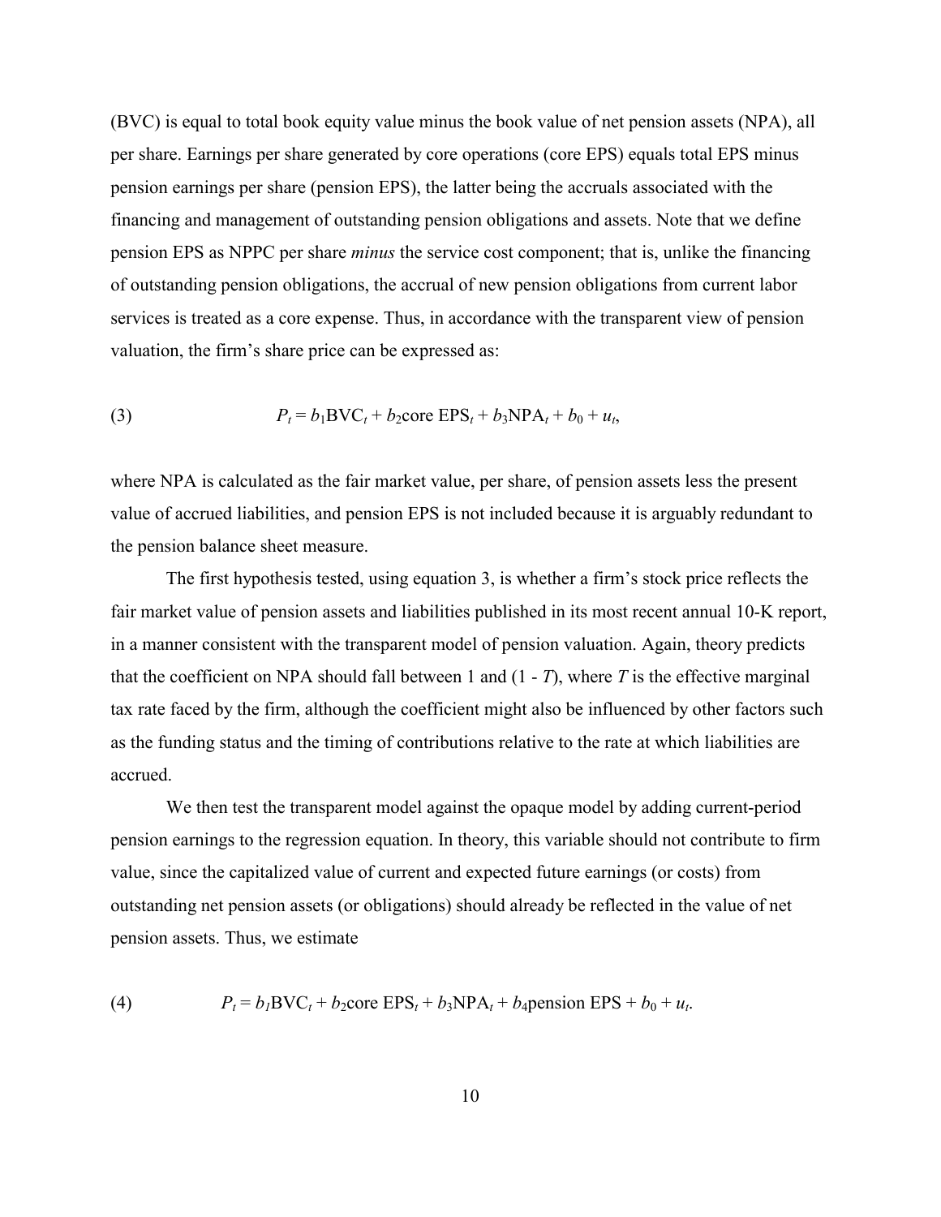(BVC) is equal to total book equity value minus the book value of net pension assets (NPA), all per share. Earnings per share generated by core operations (core EPS) equals total EPS minus pension earnings per share (pension EPS), the latter being the accruals associated with the financing and management of outstanding pension obligations and assets. Note that we define pension EPS as NPPC per share *minus* the service cost component; that is, unlike the financing of outstanding pension obligations, the accrual of new pension obligations from current labor services is treated as a core expense. Thus, in accordance with the transparent view of pension valuation, the firm's share price can be expressed as:

$$P_t = b_1\text{BVC}_t + b_2\text{core EPS}_t + b_3\text{NPA}_t + b_0 + u_t, \tag{3}$$

where NPA is calculated as the fair market value, per share, of pension assets less the present value of accrued liabilities, and pension EPS is not included because it is arguably redundant to the pension balance sheet measure.

The first hypothesis tested, using equation 3, is whether a firm's stock price reflects the fair market value of pension assets and liabilities published in its most recent annual 10-K report, in a manner consistent with the transparent model of pension valuation. Again, theory predicts that the coefficient on NPA should fall between 1 and $(1 - T)$, where $T$ is the effective marginal tax rate faced by the firm, although the coefficient might also be influenced by other factors such as the funding status and the timing of contributions relative to the rate at which liabilities are accrued.

We then test the transparent model against the opaque model by adding current-period pension earnings to the regression equation. In theory, this variable should not contribute to firm value, since the capitalized value of current and expected future earnings (or costs) from outstanding net pension assets (or obligations) should already be reflected in the value of net pension assets. Thus, we estimate

$$P_t = b_1\text{BVC}_t + b_2\text{core EPS}_t + b_3\text{NPA}_t + b_4\text{pension EPS} + b_0 + u_t. \tag{4}$$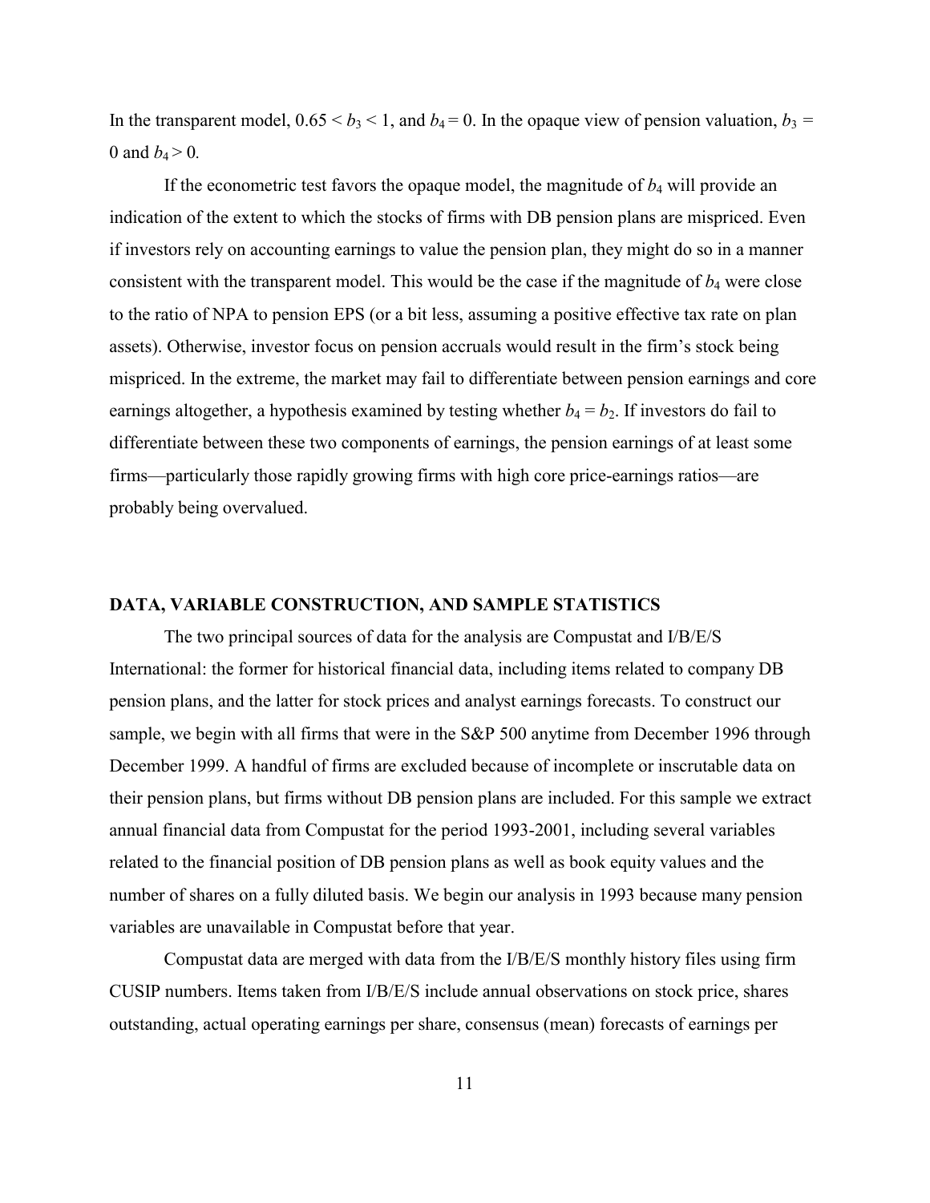In the transparent model, $0.65 < b_3 < 1$, and $b_4 = 0$. In the opaque view of pension valuation, $b_3 = 0$ and $b_4 > 0$.

If the econometric test favors the opaque model, the magnitude of $b_4$ will provide an indication of the extent to which the stocks of firms with DB pension plans are mispriced. Even if investors rely on accounting earnings to value the pension plan, they might do so in a manner consistent with the transparent model. This would be the case if the magnitude of $b_4$ were close to the ratio of NPA to pension EPS (or a bit less, assuming a positive effective tax rate on plan assets). Otherwise, investor focus on pension accruals would result in the firm's stock being mispriced. In the extreme, the market may fail to differentiate between pension earnings and core earnings altogether, a hypothesis examined by testing whether $b_4 = b_2$. If investors do fail to differentiate between these two components of earnings, the pension earnings of at least some firms—particularly those rapidly growing firms with high core price-earnings ratios—are probably being overvalued.

## DATA, VARIABLE CONSTRUCTION, AND SAMPLE STATISTICS

The two principal sources of data for the analysis are Compustat and I/B/E/S International: the former for historical financial data, including items related to company DB pension plans, and the latter for stock prices and analyst earnings forecasts. To construct our sample, we begin with all firms that were in the S&P 500 anytime from December 1996 through December 1999. A handful of firms are excluded because of incomplete or inscrutable data on their pension plans, but firms without DB pension plans are included. For this sample we extract annual financial data from Compustat for the period 1993-2001, including several variables related to the financial position of DB pension plans as well as book equity values and the number of shares on a fully diluted basis. We begin our analysis in 1993 because many pension variables are unavailable in Compustat before that year.

Compustat data are merged with data from the I/B/E/S monthly history files using firm CUSIP numbers. Items taken from I/B/E/S include annual observations on stock price, shares outstanding, actual operating earnings per share, consensus (mean) forecasts of earnings per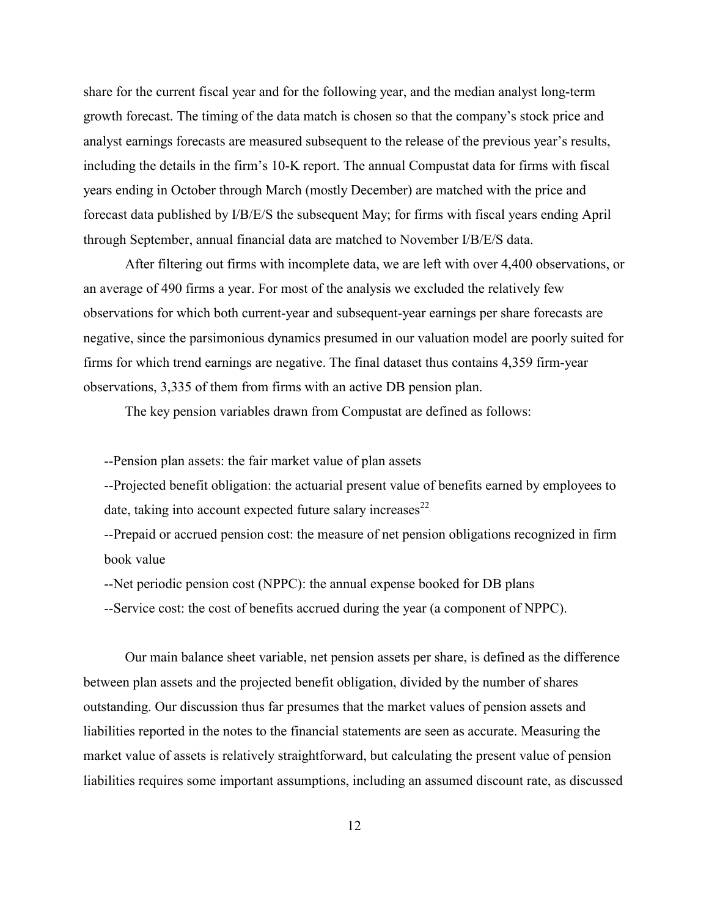share for the current fiscal year and for the following year, and the median analyst long-term growth forecast. The timing of the data match is chosen so that the company's stock price and analyst earnings forecasts are measured subsequent to the release of the previous year's results, including the details in the firm's 10-K report. The annual Compustat data for firms with fiscal years ending in October through March (mostly December) are matched with the price and forecast data published by I/B/E/S the subsequent May; for firms with fiscal years ending April through September, annual financial data are matched to November I/B/E/S data.

After filtering out firms with incomplete data, we are left with over 4,400 observations, or an average of 490 firms a year. For most of the analysis we excluded the relatively few observations for which both current-year and subsequent-year earnings per share forecasts are negative, since the parsimonious dynamics presumed in our valuation model are poorly suited for firms for which trend earnings are negative. The final dataset thus contains 4,359 firm-year observations, 3,335 of them from firms with an active DB pension plan.

The key pension variables drawn from Compustat are defined as follows:

--Pension plan assets: the fair market value of plan assets

--Projected benefit obligation: the actuarial present value of benefits earned by employees to date, taking into account expected future salary increases[22]

--Prepaid or accrued pension cost: the measure of net pension obligations recognized in firm book value

--Net periodic pension cost (NPPC): the annual expense booked for DB plans

--Service cost: the cost of benefits accrued during the year (a component of NPPC).

Our main balance sheet variable, net pension assets per share, is defined as the difference between plan assets and the projected benefit obligation, divided by the number of shares outstanding. Our discussion thus far presumes that the market values of pension assets and liabilities reported in the notes to the financial statements are seen as accurate. Measuring the market value of assets is relatively straightforward, but calculating the present value of pension liabilities requires some important assumptions, including an assumed discount rate, as discussed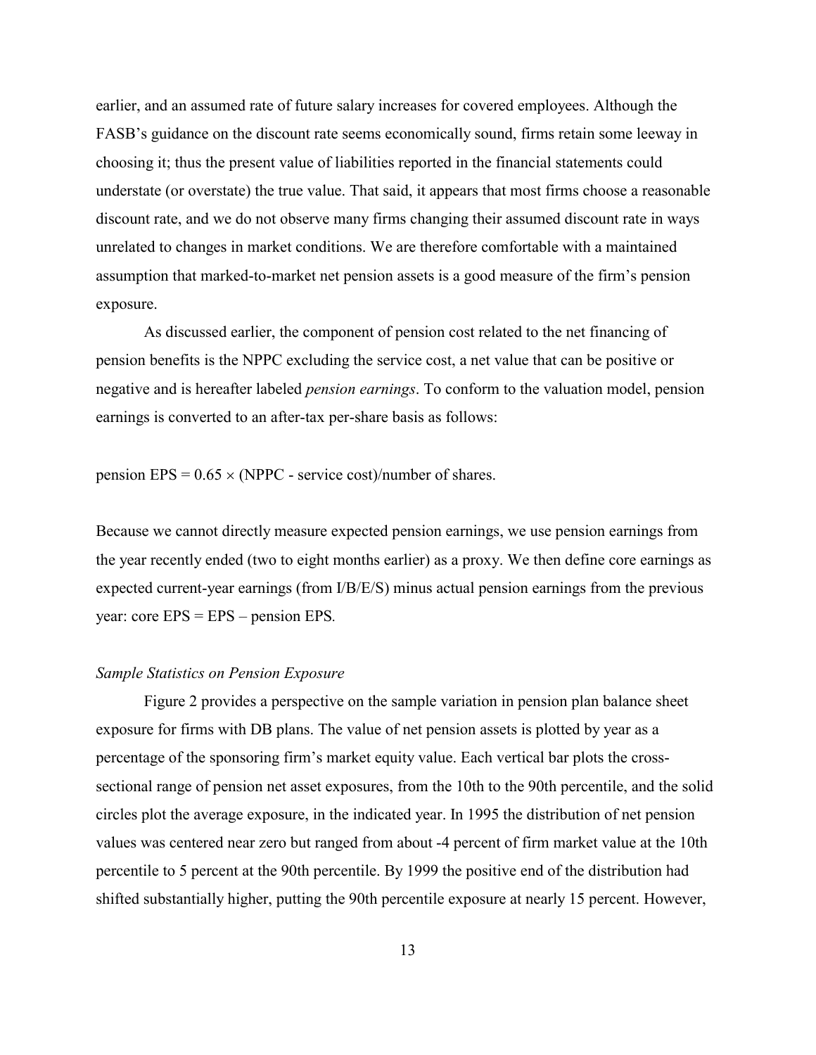earlier, and an assumed rate of future salary increases for covered employees. Although the FASB's guidance on the discount rate seems economically sound, firms retain some leeway in choosing it; thus the present value of liabilities reported in the financial statements could understate (or overstate) the true value. That said, it appears that most firms choose a reasonable discount rate, and we do not observe many firms changing their assumed discount rate in ways unrelated to changes in market conditions. We are therefore comfortable with a maintained assumption that marked-to-market net pension assets is a good measure of the firm's pension exposure.

As discussed earlier, the component of pension cost related to the net financing of pension benefits is the NPPC excluding the service cost, a net value that can be positive or negative and is hereafter labeled *pension earnings*. To conform to the valuation model, pension earnings is converted to an after-tax per-share basis as follows:

pension EPS = $0.65 \times$ (NPPC - service cost)/number of shares.

Because we cannot directly measure expected pension earnings, we use pension earnings from the year recently ended (two to eight months earlier) as a proxy. We then define core earnings as expected current-year earnings (from I/B/E/S) minus actual pension earnings from the previous year: core EPS = EPS – pension EPS.

*Sample Statistics on Pension Exposure*

Figure 2 provides a perspective on the sample variation in pension plan balance sheet exposure for firms with DB plans. The value of net pension assets is plotted by year as a percentage of the sponsoring firm's market equity value. Each vertical bar plots the cross-sectional range of pension net asset exposures, from the 10th to the 90th percentile, and the solid circles plot the average exposure, in the indicated year. In 1995 the distribution of net pension values was centered near zero but ranged from about -4 percent of firm market value at the 10th percentile to 5 percent at the 90th percentile. By 1999 the positive end of the distribution had shifted substantially higher, putting the 90th percentile exposure at nearly 15 percent. However,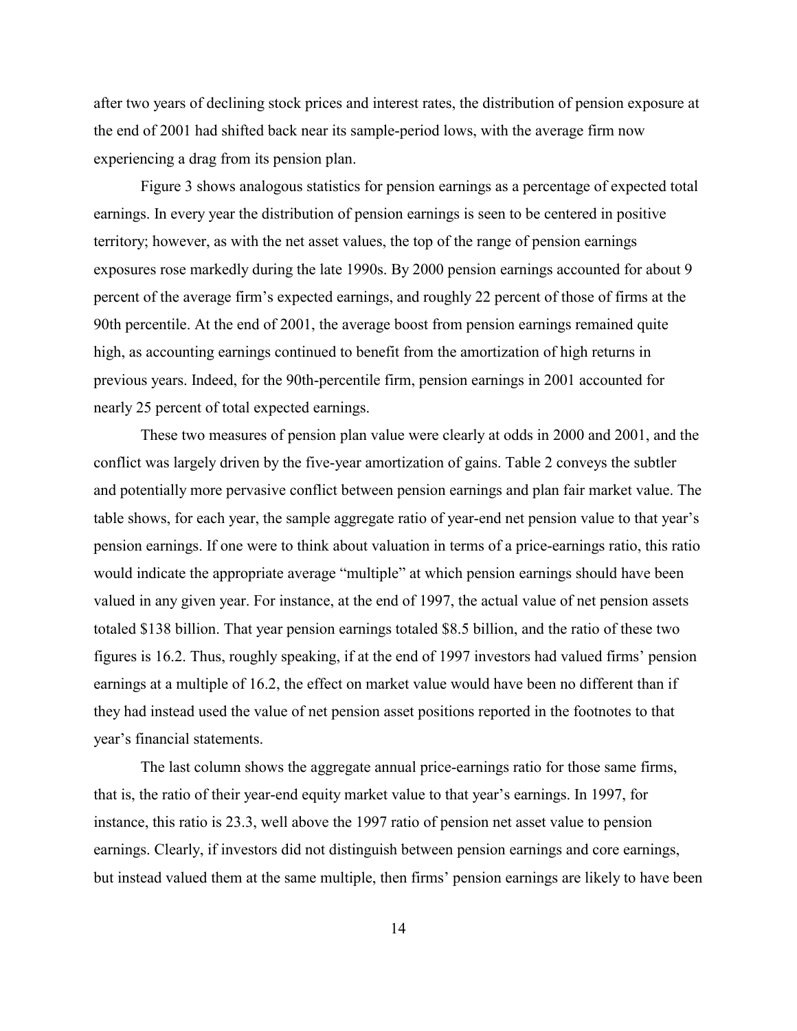after two years of declining stock prices and interest rates, the distribution of pension exposure at the end of 2001 had shifted back near its sample-period lows, with the average firm now experiencing a drag from its pension plan.

Figure 3 shows analogous statistics for pension earnings as a percentage of expected total earnings. In every year the distribution of pension earnings is seen to be centered in positive territory; however, as with the net asset values, the top of the range of pension earnings exposures rose markedly during the late 1990s. By 2000 pension earnings accounted for about 9 percent of the average firm's expected earnings, and roughly 22 percent of those of firms at the 90th percentile. At the end of 2001, the average boost from pension earnings remained quite high, as accounting earnings continued to benefit from the amortization of high returns in previous years. Indeed, for the 90th-percentile firm, pension earnings in 2001 accounted for nearly 25 percent of total expected earnings.

These two measures of pension plan value were clearly at odds in 2000 and 2001, and the conflict was largely driven by the five-year amortization of gains. Table 2 conveys the subtler and potentially more pervasive conflict between pension earnings and plan fair market value. The table shows, for each year, the sample aggregate ratio of year-end net pension value to that year's pension earnings. If one were to think about valuation in terms of a price-earnings ratio, this ratio would indicate the appropriate average "multiple" at which pension earnings should have been valued in any given year. For instance, at the end of 1997, the actual value of net pension assets totaled \$138 billion. That year pension earnings totaled \$8.5 billion, and the ratio of these two figures is 16.2. Thus, roughly speaking, if at the end of 1997 investors had valued firms' pension earnings at a multiple of 16.2, the effect on market value would have been no different than if they had instead used the value of net pension asset positions reported in the footnotes to that year's financial statements.

The last column shows the aggregate annual price-earnings ratio for those same firms, that is, the ratio of their year-end equity market value to that year's earnings. In 1997, for instance, this ratio is 23.3, well above the 1997 ratio of pension net asset value to pension earnings. Clearly, if investors did not distinguish between pension earnings and core earnings, but instead valued them at the same multiple, then firms' pension earnings are likely to have been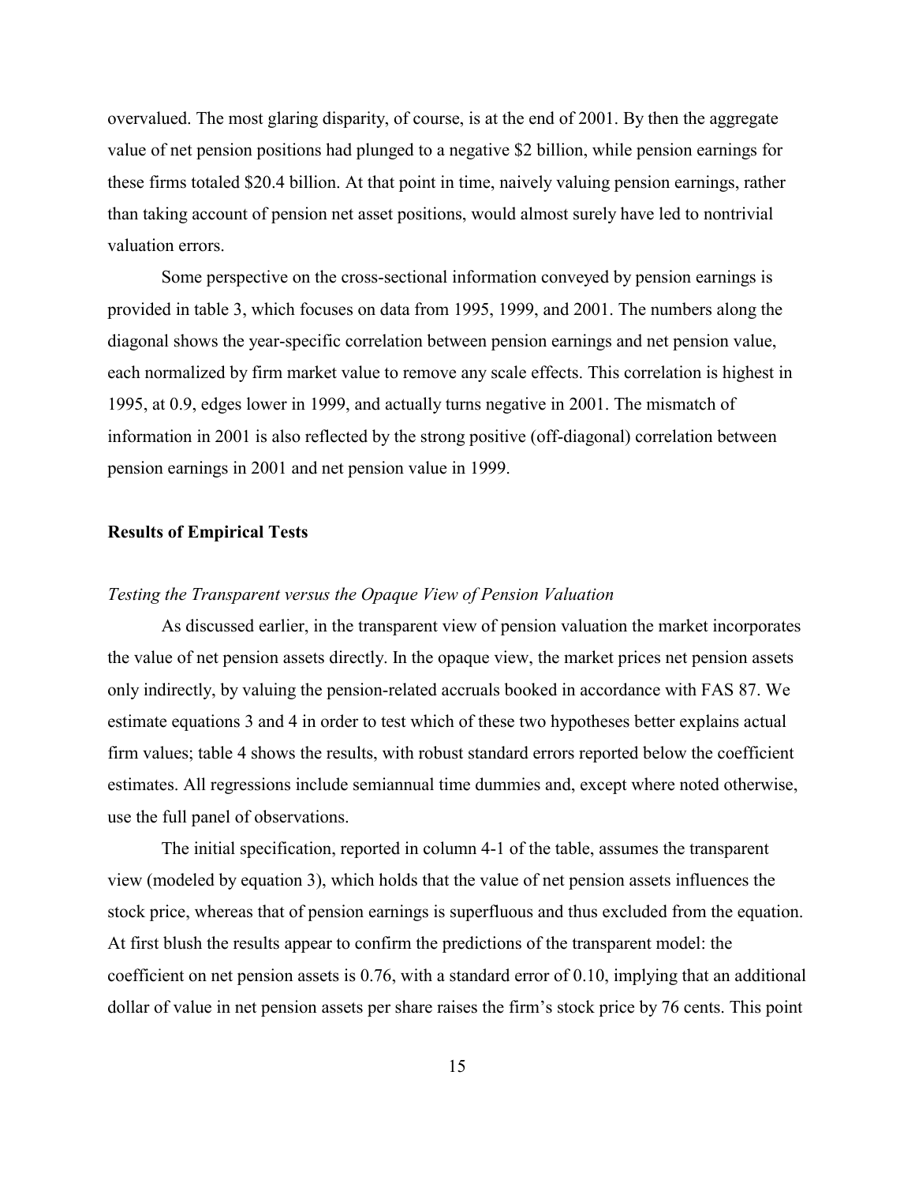overvalued. The most glaring disparity, of course, is at the end of 2001. By then the aggregate value of net pension positions had plunged to a negative $2 billion, while pension earnings for these firms totaled $20.4 billion. At that point in time, naively valuing pension earnings, rather than taking account of pension net asset positions, would almost surely have led to nontrivial valuation errors.

Some perspective on the cross-sectional information conveyed by pension earnings is provided in table 3, which focuses on data from 1995, 1999, and 2001. The numbers along the diagonal shows the year-specific correlation between pension earnings and net pension value, each normalized by firm market value to remove any scale effects. This correlation is highest in 1995, at 0.9, edges lower in 1999, and actually turns negative in 2001. The mismatch of information in 2001 is also reflected by the strong positive (off-diagonal) correlation between pension earnings in 2001 and net pension value in 1999.

## Results of Empirical Tests

### *Testing the Transparent versus the Opaque View of Pension Valuation*

As discussed earlier, in the transparent view of pension valuation the market incorporates the value of net pension assets directly. In the opaque view, the market prices net pension assets only indirectly, by valuing the pension-related accruals booked in accordance with FAS 87. We estimate equations 3 and 4 in order to test which of these two hypotheses better explains actual firm values; table 4 shows the results, with robust standard errors reported below the coefficient estimates. All regressions include semiannual time dummies and, except where noted otherwise, use the full panel of observations.

The initial specification, reported in column 4-1 of the table, assumes the transparent view (modeled by equation 3), which holds that the value of net pension assets influences the stock price, whereas that of pension earnings is superfluous and thus excluded from the equation. At first blush the results appear to confirm the predictions of the transparent model: the coefficient on net pension assets is 0.76, with a standard error of 0.10, implying that an additional dollar of value in net pension assets per share raises the firm's stock price by 76 cents. This point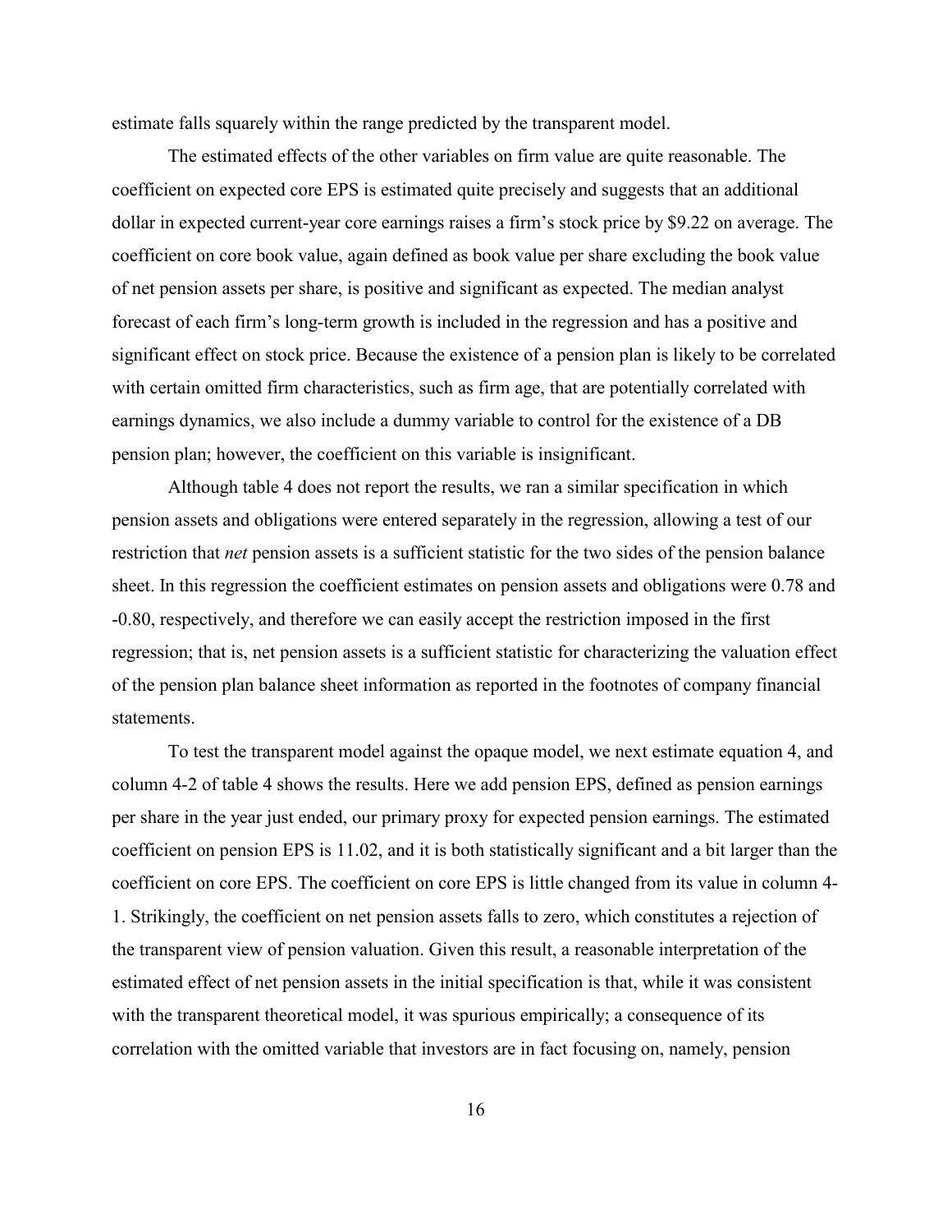estimate falls squarely within the range predicted by the transparent model.

The estimated effects of the other variables on firm value are quite reasonable. The coefficient on expected core EPS is estimated quite precisely and suggests that an additional dollar in expected current-year core earnings raises a firm's stock price by $9.22 on average. The coefficient on core book value, again defined as book value per share excluding the book value of net pension assets per share, is positive and significant as expected. The median analyst forecast of each firm's long-term growth is included in the regression and has a positive and significant effect on stock price. Because the existence of a pension plan is likely to be correlated with certain omitted firm characteristics, such as firm age, that are potentially correlated with earnings dynamics, we also include a dummy variable to control for the existence of a DB pension plan; however, the coefficient on this variable is insignificant.

Although table 4 does not report the results, we ran a similar specification in which pension assets and obligations were entered separately in the regression, allowing a test of our restriction that *net* pension assets is a sufficient statistic for the two sides of the pension balance sheet. In this regression the coefficient estimates on pension assets and obligations were 0.78 and -0.80, respectively, and therefore we can easily accept the restriction imposed in the first regression; that is, net pension assets is a sufficient statistic for characterizing the valuation effect of the pension plan balance sheet information as reported in the footnotes of company financial statements.

To test the transparent model against the opaque model, we next estimate equation 4, and column 4-2 of table 4 shows the results. Here we add pension EPS, defined as pension earnings per share in the year just ended, our primary proxy for expected pension earnings. The estimated coefficient on pension EPS is 11.02, and it is both statistically significant and a bit larger than the coefficient on core EPS. The coefficient on core EPS is little changed from its value in column 4-1. Strikingly, the coefficient on net pension assets falls to zero, which constitutes a rejection of the transparent view of pension valuation. Given this result, a reasonable interpretation of the estimated effect of net pension assets in the initial specification is that, while it was consistent with the transparent theoretical model, it was spurious empirically; a consequence of its correlation with the omitted variable that investors are in fact focusing on, namely, pension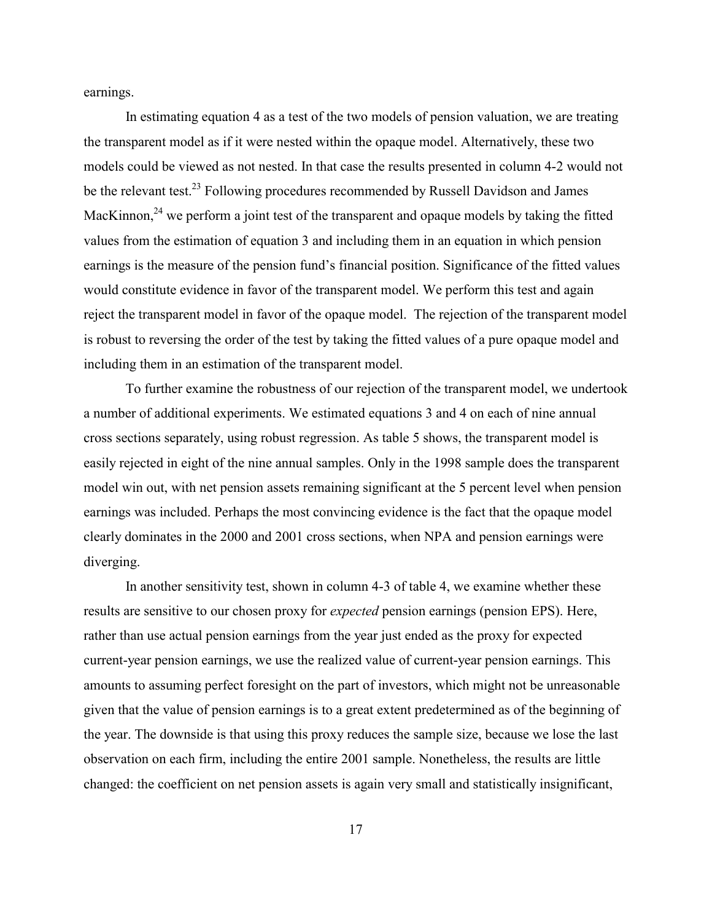earnings.

In estimating equation 4 as a test of the two models of pension valuation, we are treating the transparent model as if it were nested within the opaque model. Alternatively, these two models could be viewed as not nested. In that case the results presented in column 4-2 would not be the relevant test.[23] Following procedures recommended by Russell Davidson and James MacKinnon,[24] we perform a joint test of the transparent and opaque models by taking the fitted values from the estimation of equation 3 and including them in an equation in which pension earnings is the measure of the pension fund's financial position. Significance of the fitted values would constitute evidence in favor of the transparent model. We perform this test and again reject the transparent model in favor of the opaque model. The rejection of the transparent model is robust to reversing the order of the test by taking the fitted values of a pure opaque model and including them in an estimation of the transparent model.

To further examine the robustness of our rejection of the transparent model, we undertook a number of additional experiments. We estimated equations 3 and 4 on each of nine annual cross sections separately, using robust regression. As table 5 shows, the transparent model is easily rejected in eight of the nine annual samples. Only in the 1998 sample does the transparent model win out, with net pension assets remaining significant at the 5 percent level when pension earnings was included. Perhaps the most convincing evidence is the fact that the opaque model clearly dominates in the 2000 and 2001 cross sections, when NPA and pension earnings were diverging.

In another sensitivity test, shown in column 4-3 of table 4, we examine whether these results are sensitive to our chosen proxy for *expected* pension earnings (pension EPS). Here, rather than use actual pension earnings from the year just ended as the proxy for expected current-year pension earnings, we use the realized value of current-year pension earnings. This amounts to assuming perfect foresight on the part of investors, which might not be unreasonable given that the value of pension earnings is to a great extent predetermined as of the beginning of the year. The downside is that using this proxy reduces the sample size, because we lose the last observation on each firm, including the entire 2001 sample. Nonetheless, the results are little changed: the coefficient on net pension assets is again very small and statistically insignificant,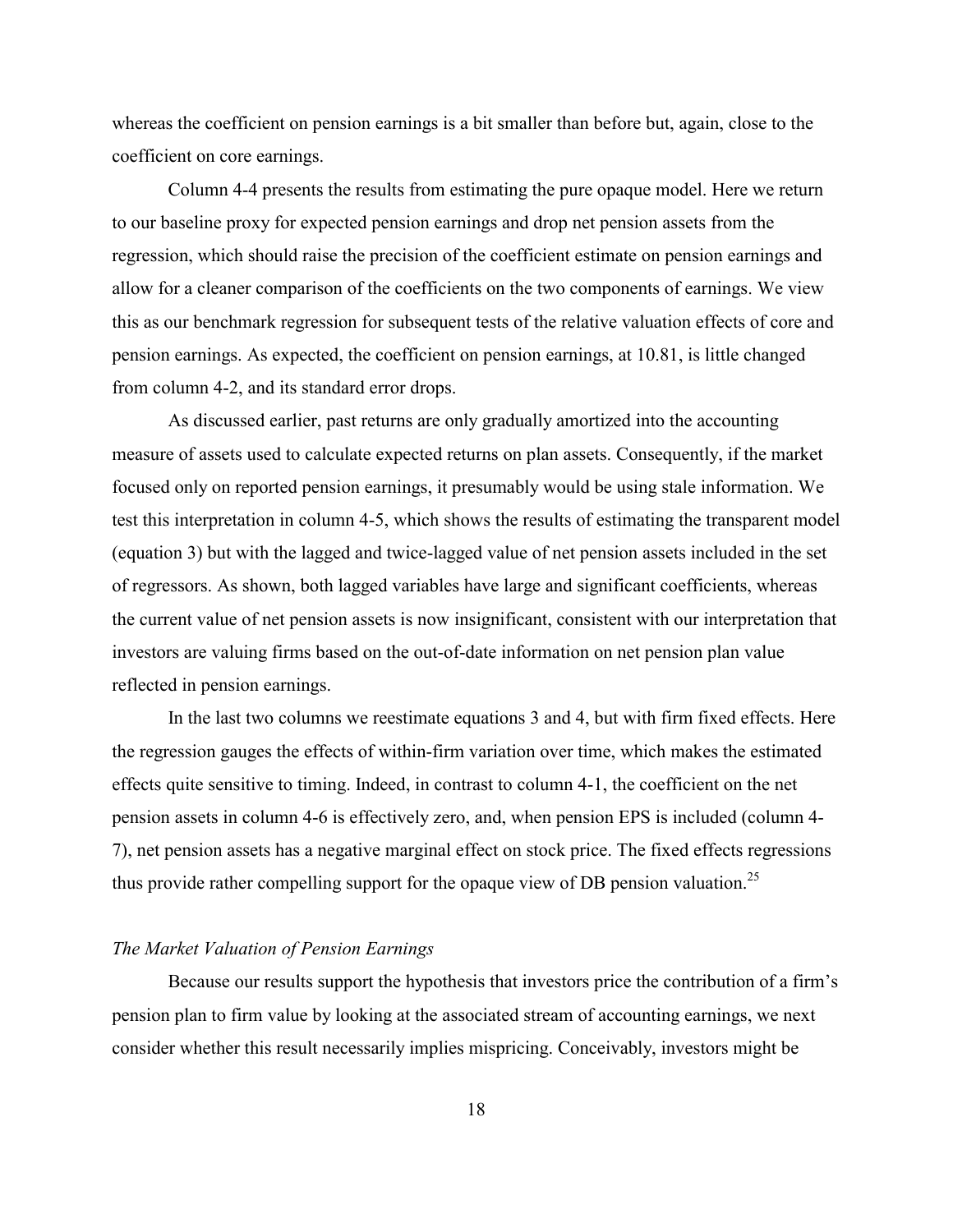whereas the coefficient on pension earnings is a bit smaller than before but, again, close to the coefficient on core earnings.

Column 4-4 presents the results from estimating the pure opaque model. Here we return to our baseline proxy for expected pension earnings and drop net pension assets from the regression, which should raise the precision of the coefficient estimate on pension earnings and allow for a cleaner comparison of the coefficients on the two components of earnings. We view this as our benchmark regression for subsequent tests of the relative valuation effects of core and pension earnings. As expected, the coefficient on pension earnings, at 10.81, is little changed from column 4-2, and its standard error drops.

As discussed earlier, past returns are only gradually amortized into the accounting measure of assets used to calculate expected returns on plan assets. Consequently, if the market focused only on reported pension earnings, it presumably would be using stale information. We test this interpretation in column 4-5, which shows the results of estimating the transparent model (equation 3) but with the lagged and twice-lagged value of net pension assets included in the set of regressors. As shown, both lagged variables have large and significant coefficients, whereas the current value of net pension assets is now insignificant, consistent with our interpretation that investors are valuing firms based on the out-of-date information on net pension plan value reflected in pension earnings.

In the last two columns we reestimate equations 3 and 4, but with firm fixed effects. Here the regression gauges the effects of within-firm variation over time, which makes the estimated effects quite sensitive to timing. Indeed, in contrast to column 4-1, the coefficient on the net pension assets in column 4-6 is effectively zero, and, when pension EPS is included (column 4-7), net pension assets has a negative marginal effect on stock price. The fixed effects regressions thus provide rather compelling support for the opaque view of DB pension valuation.[25]

*The Market Valuation of Pension Earnings*

Because our results support the hypothesis that investors price the contribution of a firm's pension plan to firm value by looking at the associated stream of accounting earnings, we next consider whether this result necessarily implies mispricing. Conceivably, investors might be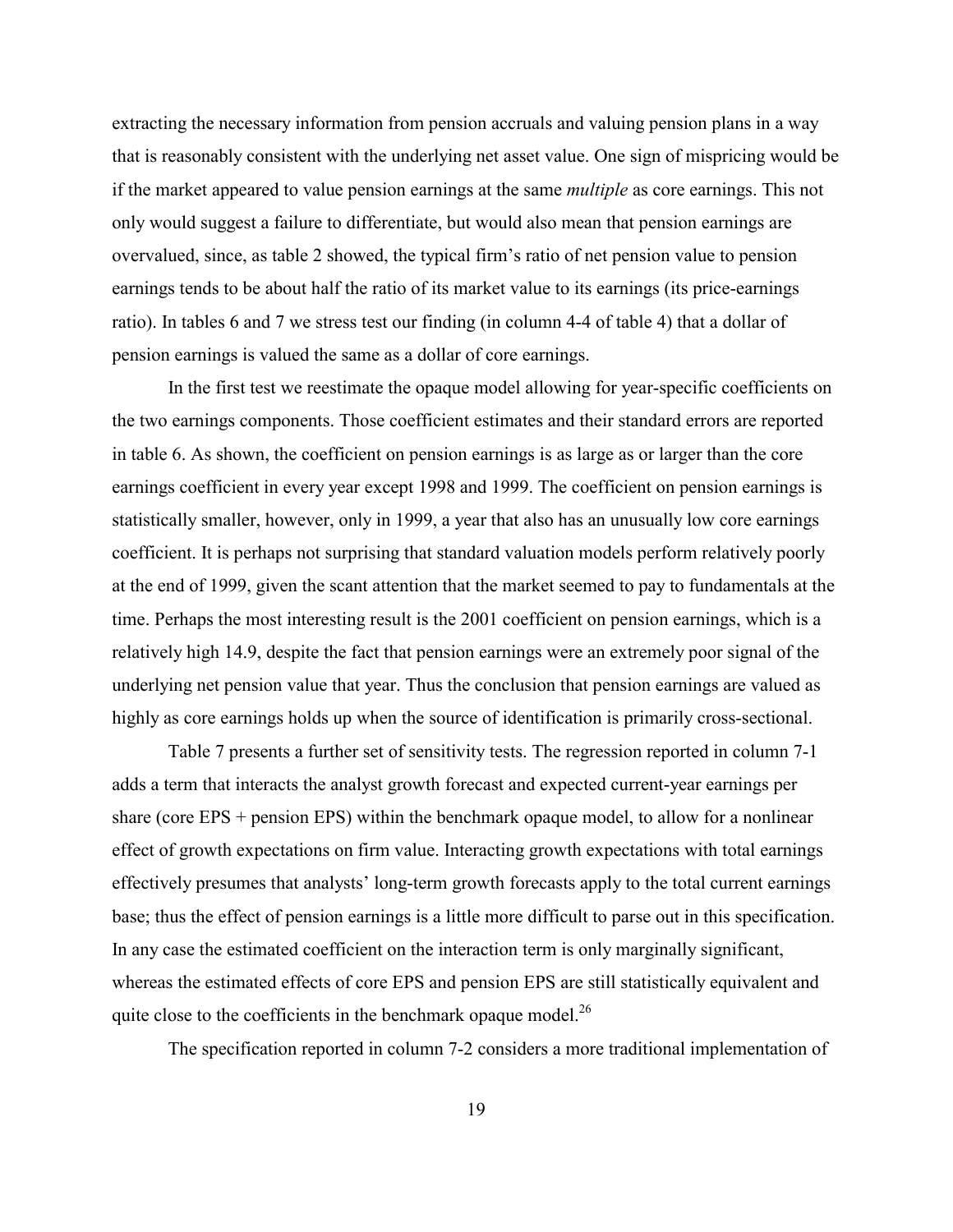extracting the necessary information from pension accruals and valuing pension plans in a way that is reasonably consistent with the underlying net asset value. One sign of mispricing would be if the market appeared to value pension earnings at the same *multiple* as core earnings. This not only would suggest a failure to differentiate, but would also mean that pension earnings are overvalued, since, as table 2 showed, the typical firm's ratio of net pension value to pension earnings tends to be about half the ratio of its market value to its earnings (its price-earnings ratio). In tables 6 and 7 we stress test our finding (in column 4-4 of table 4) that a dollar of pension earnings is valued the same as a dollar of core earnings.

In the first test we reestimate the opaque model allowing for year-specific coefficients on the two earnings components. Those coefficient estimates and their standard errors are reported in table 6. As shown, the coefficient on pension earnings is as large as or larger than the core earnings coefficient in every year except 1998 and 1999. The coefficient on pension earnings is statistically smaller, however, only in 1999, a year that also has an unusually low core earnings coefficient. It is perhaps not surprising that standard valuation models perform relatively poorly at the end of 1999, given the scant attention that the market seemed to pay to fundamentals at the time. Perhaps the most interesting result is the 2001 coefficient on pension earnings, which is a relatively high 14.9, despite the fact that pension earnings were an extremely poor signal of the underlying net pension value that year. Thus the conclusion that pension earnings are valued as highly as core earnings holds up when the source of identification is primarily cross-sectional.

Table 7 presents a further set of sensitivity tests. The regression reported in column 7-1 adds a term that interacts the analyst growth forecast and expected current-year earnings per share (core EPS + pension EPS) within the benchmark opaque model, to allow for a nonlinear effect of growth expectations on firm value. Interacting growth expectations with total earnings effectively presumes that analysts' long-term growth forecasts apply to the total current earnings base; thus the effect of pension earnings is a little more difficult to parse out in this specification. In any case the estimated coefficient on the interaction term is only marginally significant, whereas the estimated effects of core EPS and pension EPS are still statistically equivalent and quite close to the coefficients in the benchmark opaque model.[26]

The specification reported in column 7-2 considers a more traditional implementation of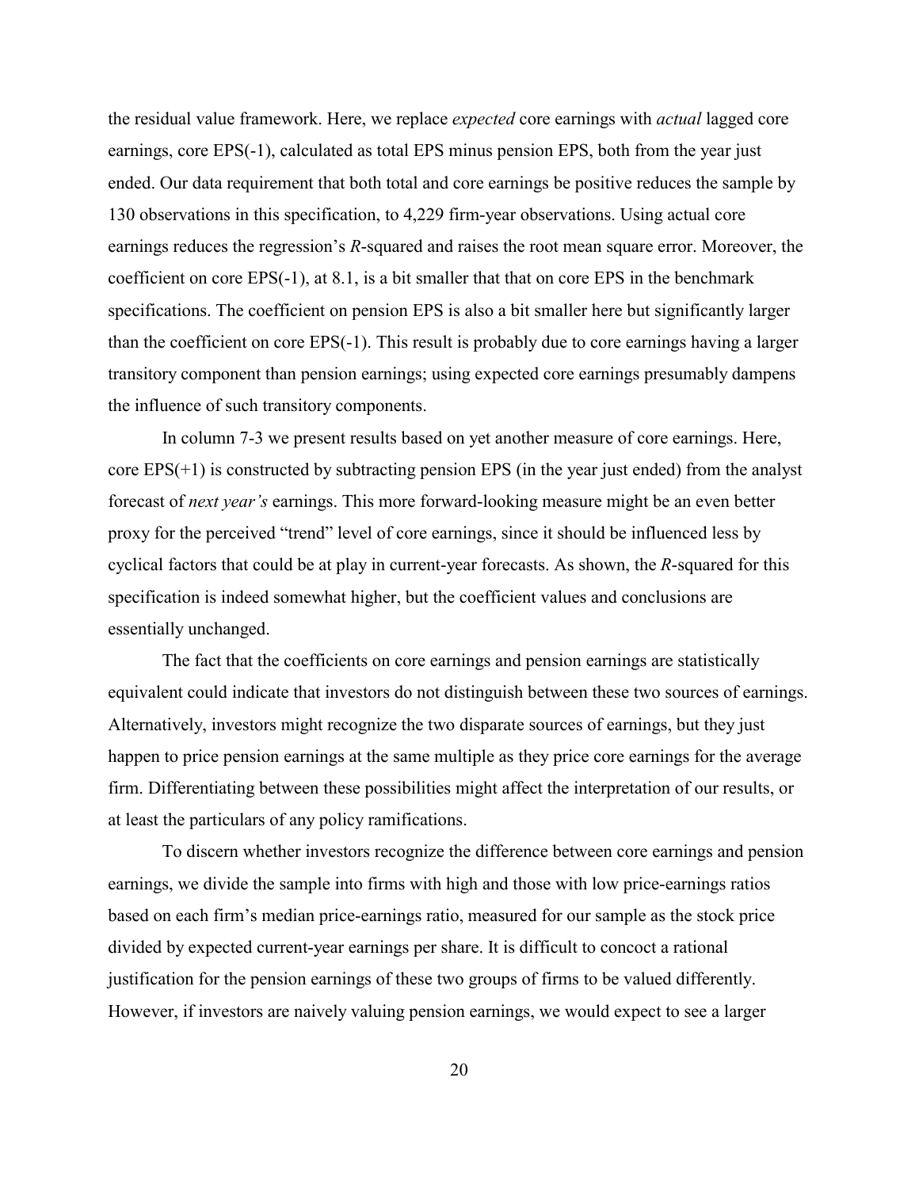the residual value framework. Here, we replace *expected* core earnings with *actual* lagged core earnings, core EPS(-1), calculated as total EPS minus pension EPS, both from the year just ended. Our data requirement that both total and core earnings be positive reduces the sample by 130 observations in this specification, to 4,229 firm-year observations. Using actual core earnings reduces the regression's *R*-squared and raises the root mean square error. Moreover, the coefficient on core EPS(-1), at 8.1, is a bit smaller that that on core EPS in the benchmark specifications. The coefficient on pension EPS is also a bit smaller here but significantly larger than the coefficient on core EPS(-1). This result is probably due to core earnings having a larger transitory component than pension earnings; using expected core earnings presumably dampens the influence of such transitory components.

In column 7-3 we present results based on yet another measure of core earnings. Here, core EPS(+1) is constructed by subtracting pension EPS (in the year just ended) from the analyst forecast of *next year's* earnings. This more forward-looking measure might be an even better proxy for the perceived "trend" level of core earnings, since it should be influenced less by cyclical factors that could be at play in current-year forecasts. As shown, the *R*-squared for this specification is indeed somewhat higher, but the coefficient values and conclusions are essentially unchanged.

The fact that the coefficients on core earnings and pension earnings are statistically equivalent could indicate that investors do not distinguish between these two sources of earnings. Alternatively, investors might recognize the two disparate sources of earnings, but they just happen to price pension earnings at the same multiple as they price core earnings for the average firm. Differentiating between these possibilities might affect the interpretation of our results, or at least the particulars of any policy ramifications.

To discern whether investors recognize the difference between core earnings and pension earnings, we divide the sample into firms with high and those with low price-earnings ratios based on each firm's median price-earnings ratio, measured for our sample as the stock price divided by expected current-year earnings per share. It is difficult to concoct a rational justification for the pension earnings of these two groups of firms to be valued differently. However, if investors are naively valuing pension earnings, we would expect to see a larger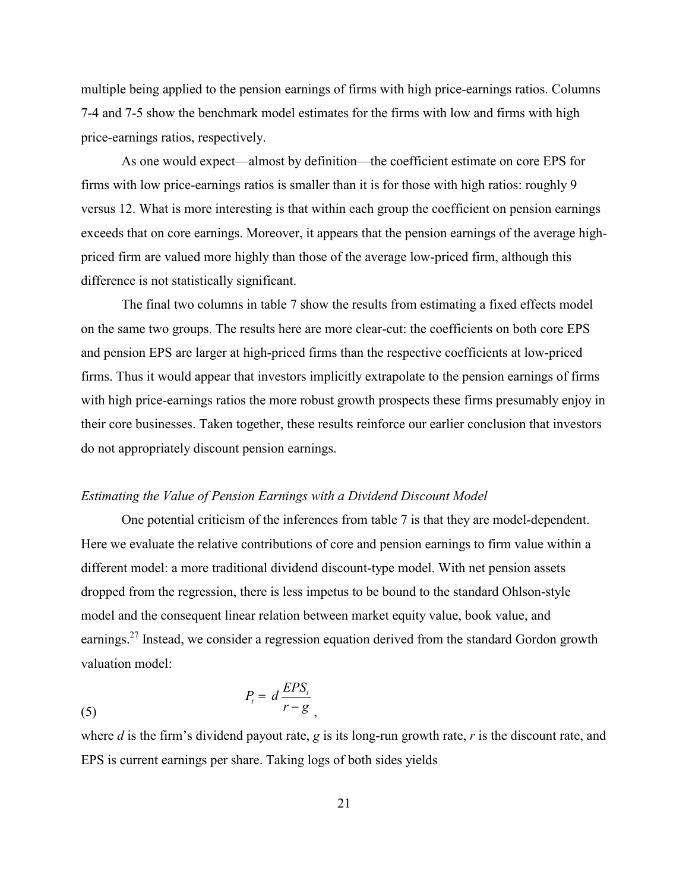multiple being applied to the pension earnings of firms with high price-earnings ratios. Columns 7-4 and 7-5 show the benchmark model estimates for the firms with low and firms with high price-earnings ratios, respectively.

As one would expect—almost by definition—the coefficient estimate on core EPS for firms with low price-earnings ratios is smaller than it is for those with high ratios: roughly 9 versus 12. What is more interesting is that within each group the coefficient on pension earnings exceeds that on core earnings. Moreover, it appears that the pension earnings of the average high-priced firm are valued more highly than those of the average low-priced firm, although this difference is not statistically significant.

The final two columns in table 7 show the results from estimating a fixed effects model on the same two groups. The results here are more clear-cut: the coefficients on both core EPS and pension EPS are larger at high-priced firms than the respective coefficients at low-priced firms. Thus it would appear that investors implicitly extrapolate to the pension earnings of firms with high price-earnings ratios the more robust growth prospects these firms presumably enjoy in their core businesses. Taken together, these results reinforce our earlier conclusion that investors do not appropriately discount pension earnings.

*Estimating the Value of Pension Earnings with a Dividend Discount Model*

One potential criticism of the inferences from table 7 is that they are model-dependent. Here we evaluate the relative contributions of core and pension earnings to firm value within a different model: a more traditional dividend discount-type model. With net pension assets dropped from the regression, there is less impetus to be bound to the standard Ohlson-style model and the consequent linear relation between market equity value, book value, and earnings.[27] Instead, we consider a regression equation derived from the standard Gordon growth valuation model:

$$P_t = d\,\frac{EPS_t}{r-g}, \tag{5}$$

where $d$ is the firm's dividend payout rate, $g$ is its long-run growth rate, $r$ is the discount rate, and EPS is current earnings per share. Taking logs of both sides yields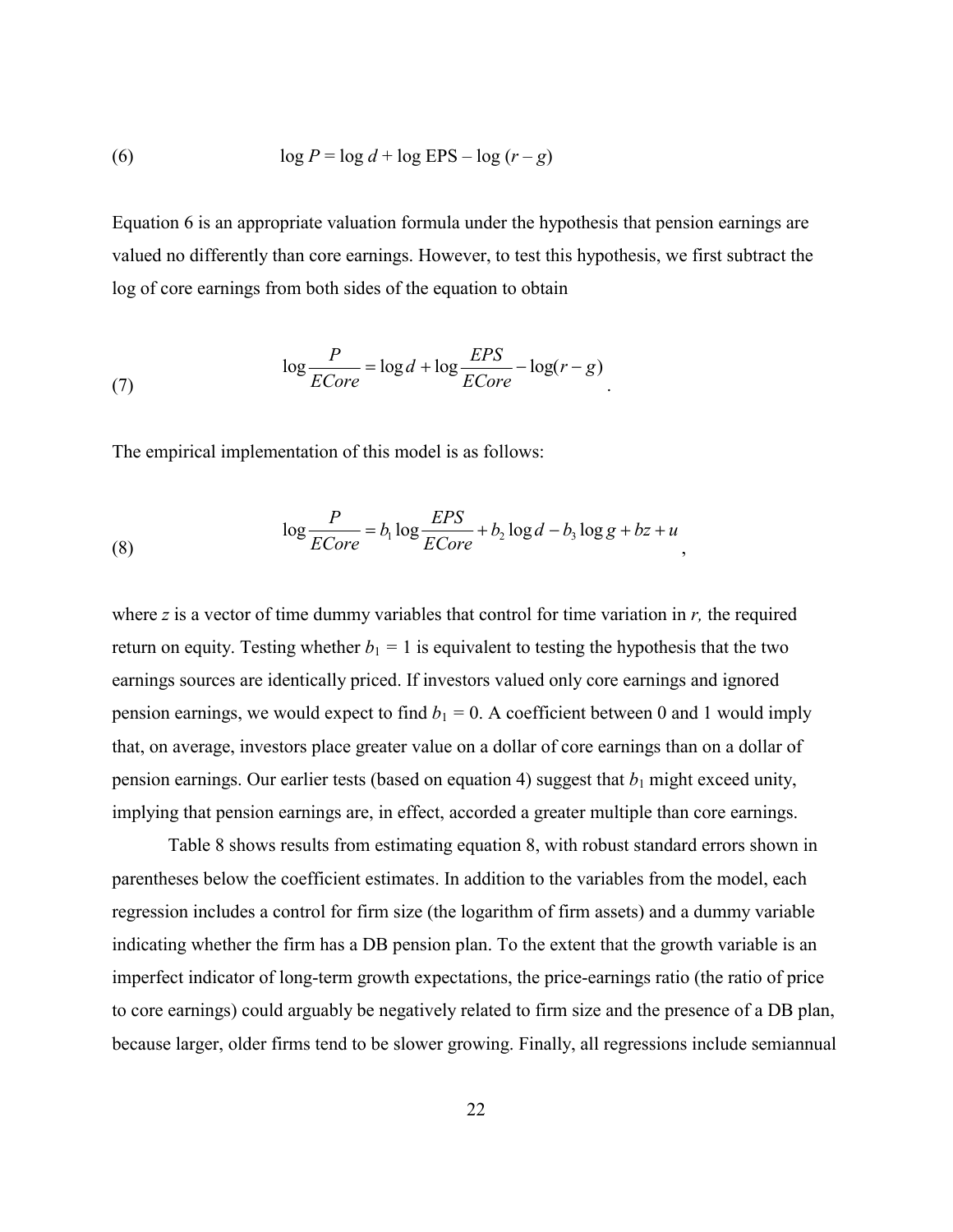$$\log P = \log d + \log \text{EPS} - \log (r - g) \tag{6}$$

Equation 6 is an appropriate valuation formula under the hypothesis that pension earnings are valued no differently than core earnings. However, to test this hypothesis, we first subtract the log of core earnings from both sides of the equation to obtain

$$\log \frac{P}{ECore} = \log d + \log \frac{EPS}{ECore} - \log(r - g) \tag{7}$$

The empirical implementation of this model is as follows:

$$\log \frac{P}{ECore} = b_1 \log \frac{EPS}{ECore} + b_2 \log d - b_3 \log g + bz + u \tag{8}$$

where *z* is a vector of time dummy variables that control for time variation in *r,* the required return on equity. Testing whether $b_1 = 1$ is equivalent to testing the hypothesis that the two earnings sources are identically priced. If investors valued only core earnings and ignored pension earnings, we would expect to find $b_1 = 0$. A coefficient between 0 and 1 would imply that, on average, investors place greater value on a dollar of core earnings than on a dollar of pension earnings. Our earlier tests (based on equation 4) suggest that $b_1$ might exceed unity, implying that pension earnings are, in effect, accorded a greater multiple than core earnings.

Table 8 shows results from estimating equation 8, with robust standard errors shown in parentheses below the coefficient estimates. In addition to the variables from the model, each regression includes a control for firm size (the logarithm of firm assets) and a dummy variable indicating whether the firm has a DB pension plan. To the extent that the growth variable is an imperfect indicator of long-term growth expectations, the price-earnings ratio (the ratio of price to core earnings) could arguably be negatively related to firm size and the presence of a DB plan, because larger, older firms tend to be slower growing. Finally, all regressions include semiannual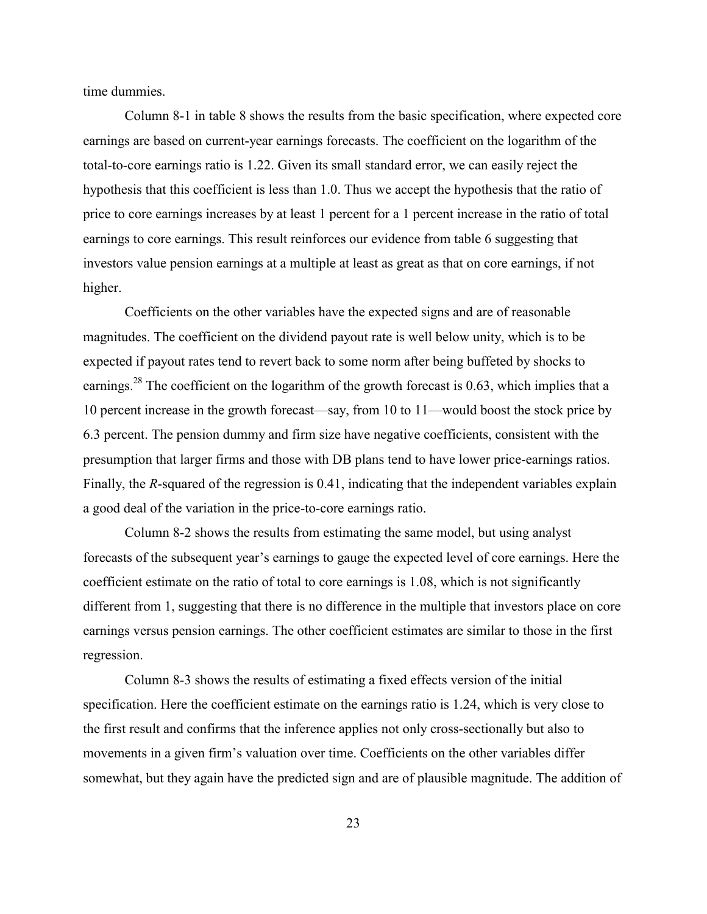time dummies.

Column 8-1 in table 8 shows the results from the basic specification, where expected core earnings are based on current-year earnings forecasts. The coefficient on the logarithm of the total-to-core earnings ratio is 1.22. Given its small standard error, we can easily reject the hypothesis that this coefficient is less than 1.0. Thus we accept the hypothesis that the ratio of price to core earnings increases by at least 1 percent for a 1 percent increase in the ratio of total earnings to core earnings. This result reinforces our evidence from table 6 suggesting that investors value pension earnings at a multiple at least as great as that on core earnings, if not higher.

Coefficients on the other variables have the expected signs and are of reasonable magnitudes. The coefficient on the dividend payout rate is well below unity, which is to be expected if payout rates tend to revert back to some norm after being buffeted by shocks to earnings.[28] The coefficient on the logarithm of the growth forecast is 0.63, which implies that a 10 percent increase in the growth forecast—say, from 10 to 11—would boost the stock price by 6.3 percent. The pension dummy and firm size have negative coefficients, consistent with the presumption that larger firms and those with DB plans tend to have lower price-earnings ratios. Finally, the $R$-squared of the regression is 0.41, indicating that the independent variables explain a good deal of the variation in the price-to-core earnings ratio.

Column 8-2 shows the results from estimating the same model, but using analyst forecasts of the subsequent year's earnings to gauge the expected level of core earnings. Here the coefficient estimate on the ratio of total to core earnings is 1.08, which is not significantly different from 1, suggesting that there is no difference in the multiple that investors place on core earnings versus pension earnings. The other coefficient estimates are similar to those in the first regression.

Column 8-3 shows the results of estimating a fixed effects version of the initial specification. Here the coefficient estimate on the earnings ratio is 1.24, which is very close to the first result and confirms that the inference applies not only cross-sectionally but also to movements in a given firm's valuation over time. Coefficients on the other variables differ somewhat, but they again have the predicted sign and are of plausible magnitude. The addition of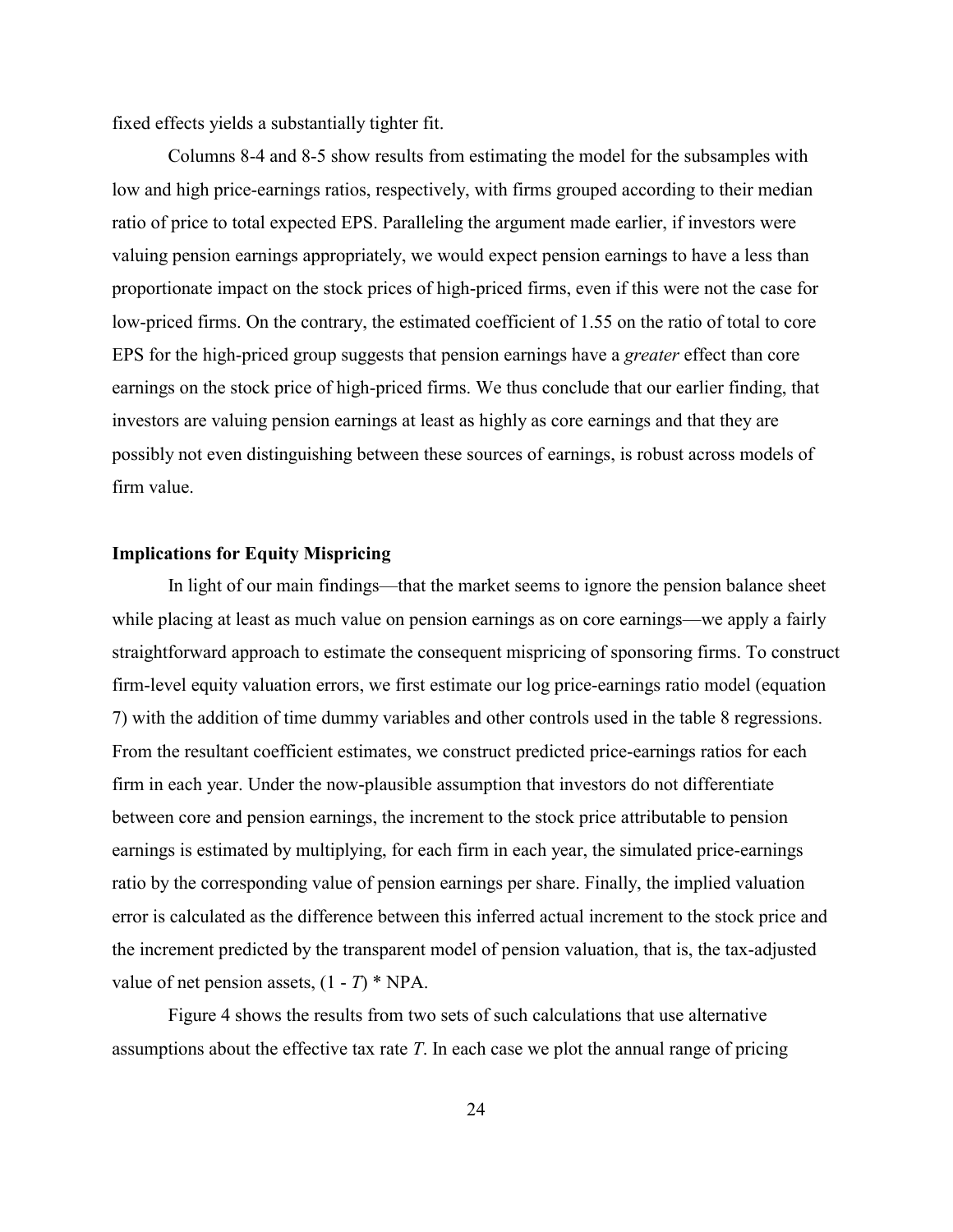fixed effects yields a substantially tighter fit.

Columns 8-4 and 8-5 show results from estimating the model for the subsamples with low and high price-earnings ratios, respectively, with firms grouped according to their median ratio of price to total expected EPS. Paralleling the argument made earlier, if investors were valuing pension earnings appropriately, we would expect pension earnings to have a less than proportionate impact on the stock prices of high-priced firms, even if this were not the case for low-priced firms. On the contrary, the estimated coefficient of 1.55 on the ratio of total to core EPS for the high-priced group suggests that pension earnings have a *greater* effect than core earnings on the stock price of high-priced firms. We thus conclude that our earlier finding, that investors are valuing pension earnings at least as highly as core earnings and that they are possibly not even distinguishing between these sources of earnings, is robust across models of firm value.

**Implications for Equity Mispricing**

In light of our main findings—that the market seems to ignore the pension balance sheet while placing at least as much value on pension earnings as on core earnings—we apply a fairly straightforward approach to estimate the consequent mispricing of sponsoring firms. To construct firm-level equity valuation errors, we first estimate our log price-earnings ratio model (equation 7) with the addition of time dummy variables and other controls used in the table 8 regressions. From the resultant coefficient estimates, we construct predicted price-earnings ratios for each firm in each year. Under the now-plausible assumption that investors do not differentiate between core and pension earnings, the increment to the stock price attributable to pension earnings is estimated by multiplying, for each firm in each year, the simulated price-earnings ratio by the corresponding value of pension earnings per share. Finally, the implied valuation error is calculated as the difference between this inferred actual increment to the stock price and the increment predicted by the transparent model of pension valuation, that is, the tax-adjusted value of net pension assets, $(1 - T) * \text{NPA}$.

Figure 4 shows the results from two sets of such calculations that use alternative assumptions about the effective tax rate $T$. In each case we plot the annual range of pricing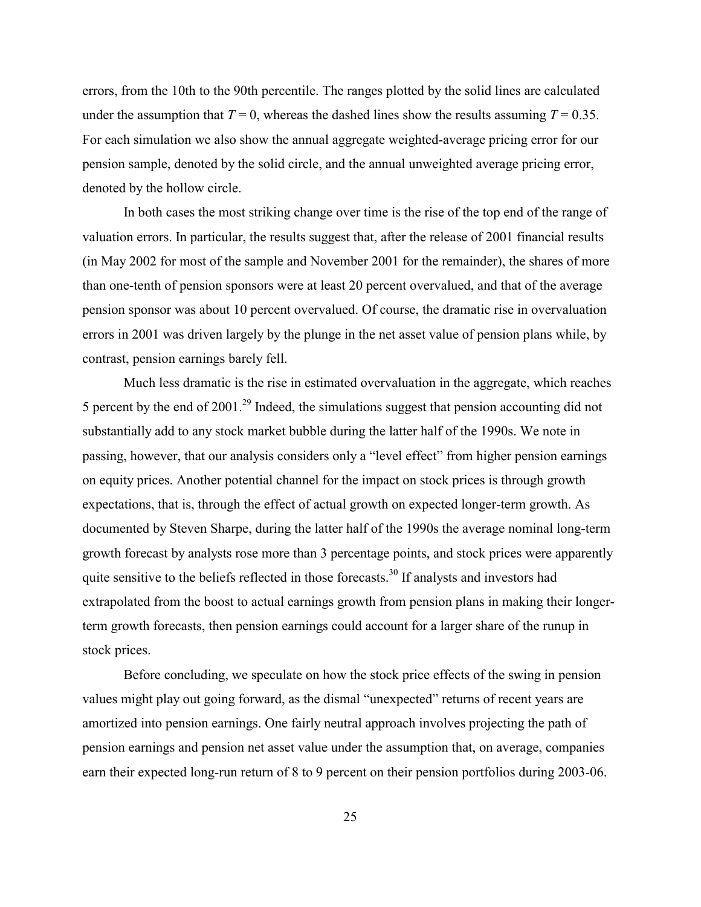errors, from the 10th to the 90th percentile. The ranges plotted by the solid lines are calculated under the assumption that $T = 0$, whereas the dashed lines show the results assuming $T = 0.35$. For each simulation we also show the annual aggregate weighted-average pricing error for our pension sample, denoted by the solid circle, and the annual unweighted average pricing error, denoted by the hollow circle.

In both cases the most striking change over time is the rise of the top end of the range of valuation errors. In particular, the results suggest that, after the release of 2001 financial results (in May 2002 for most of the sample and November 2001 for the remainder), the shares of more than one-tenth of pension sponsors were at least 20 percent overvalued, and that of the average pension sponsor was about 10 percent overvalued. Of course, the dramatic rise in overvaluation errors in 2001 was driven largely by the plunge in the net asset value of pension plans while, by contrast, pension earnings barely fell.

Much less dramatic is the rise in estimated overvaluation in the aggregate, which reaches 5 percent by the end of 2001.[29] Indeed, the simulations suggest that pension accounting did not substantially add to any stock market bubble during the latter half of the 1990s. We note in passing, however, that our analysis considers only a "level effect" from higher pension earnings on equity prices. Another potential channel for the impact on stock prices is through growth expectations, that is, through the effect of actual growth on expected longer-term growth. As documented by Steven Sharpe, during the latter half of the 1990s the average nominal long-term growth forecast by analysts rose more than 3 percentage points, and stock prices were apparently quite sensitive to the beliefs reflected in those forecasts.[30] If analysts and investors had extrapolated from the boost to actual earnings growth from pension plans in making their longer-term growth forecasts, then pension earnings could account for a larger share of the runup in stock prices.

Before concluding, we speculate on how the stock price effects of the swing in pension values might play out going forward, as the dismal "unexpected" returns of recent years are amortized into pension earnings. One fairly neutral approach involves projecting the path of pension earnings and pension net asset value under the assumption that, on average, companies earn their expected long-run return of 8 to 9 percent on their pension portfolios during 2003-06.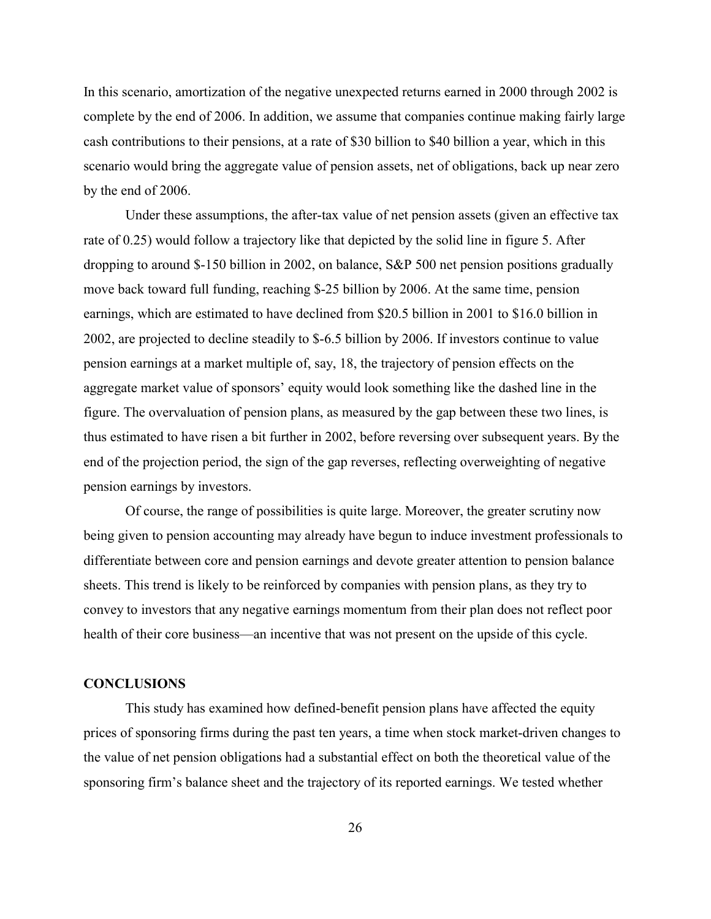In this scenario, amortization of the negative unexpected returns earned in 2000 through 2002 is complete by the end of 2006. In addition, we assume that companies continue making fairly large cash contributions to their pensions, at a rate of \$30 billion to \$40 billion a year, which in this scenario would bring the aggregate value of pension assets, net of obligations, back up near zero by the end of 2006.

Under these assumptions, the after-tax value of net pension assets (given an effective tax rate of 0.25) would follow a trajectory like that depicted by the solid line in figure 5. After dropping to around \$-150 billion in 2002, on balance, S&P 500 net pension positions gradually move back toward full funding, reaching \$-25 billion by 2006. At the same time, pension earnings, which are estimated to have declined from \$20.5 billion in 2001 to \$16.0 billion in 2002, are projected to decline steadily to \$-6.5 billion by 2006. If investors continue to value pension earnings at a market multiple of, say, 18, the trajectory of pension effects on the aggregate market value of sponsors' equity would look something like the dashed line in the figure. The overvaluation of pension plans, as measured by the gap between these two lines, is thus estimated to have risen a bit further in 2002, before reversing over subsequent years. By the end of the projection period, the sign of the gap reverses, reflecting overweighting of negative pension earnings by investors.

Of course, the range of possibilities is quite large. Moreover, the greater scrutiny now being given to pension accounting may already have begun to induce investment professionals to differentiate between core and pension earnings and devote greater attention to pension balance sheets. This trend is likely to be reinforced by companies with pension plans, as they try to convey to investors that any negative earnings momentum from their plan does not reflect poor health of their core business—an incentive that was not present on the upside of this cycle.

## CONCLUSIONS

This study has examined how defined-benefit pension plans have affected the equity prices of sponsoring firms during the past ten years, a time when stock market-driven changes to the value of net pension obligations had a substantial effect on both the theoretical value of the sponsoring firm's balance sheet and the trajectory of its reported earnings. We tested whether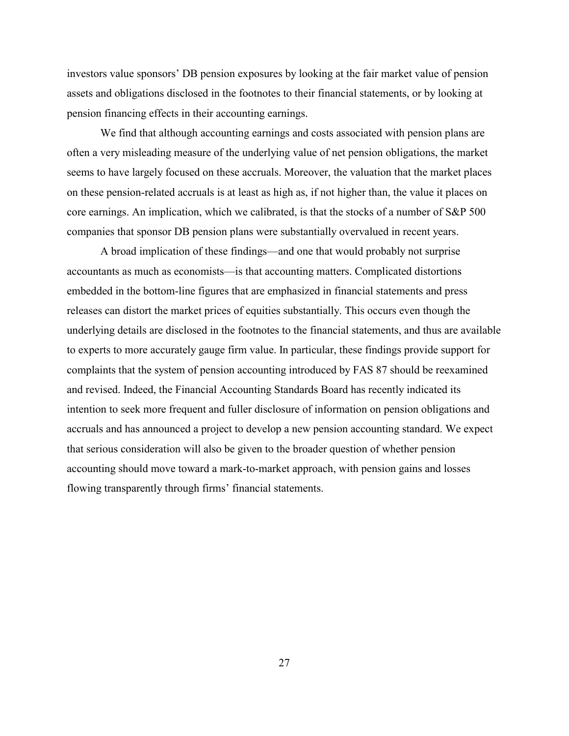investors value sponsors' DB pension exposures by looking at the fair market value of pension assets and obligations disclosed in the footnotes to their financial statements, or by looking at pension financing effects in their accounting earnings.

We find that although accounting earnings and costs associated with pension plans are often a very misleading measure of the underlying value of net pension obligations, the market seems to have largely focused on these accruals. Moreover, the valuation that the market places on these pension-related accruals is at least as high as, if not higher than, the value it places on core earnings. An implication, which we calibrated, is that the stocks of a number of S&P 500 companies that sponsor DB pension plans were substantially overvalued in recent years.

A broad implication of these findings—and one that would probably not surprise accountants as much as economists—is that accounting matters. Complicated distortions embedded in the bottom-line figures that are emphasized in financial statements and press releases can distort the market prices of equities substantially. This occurs even though the underlying details are disclosed in the footnotes to the financial statements, and thus are available to experts to more accurately gauge firm value. In particular, these findings provide support for complaints that the system of pension accounting introduced by FAS 87 should be reexamined and revised. Indeed, the Financial Accounting Standards Board has recently indicated its intention to seek more frequent and fuller disclosure of information on pension obligations and accruals and has announced a project to develop a new pension accounting standard. We expect that serious consideration will also be given to the broader question of whether pension accounting should move toward a mark-to-market approach, with pension gains and losses flowing transparently through firms' financial statements.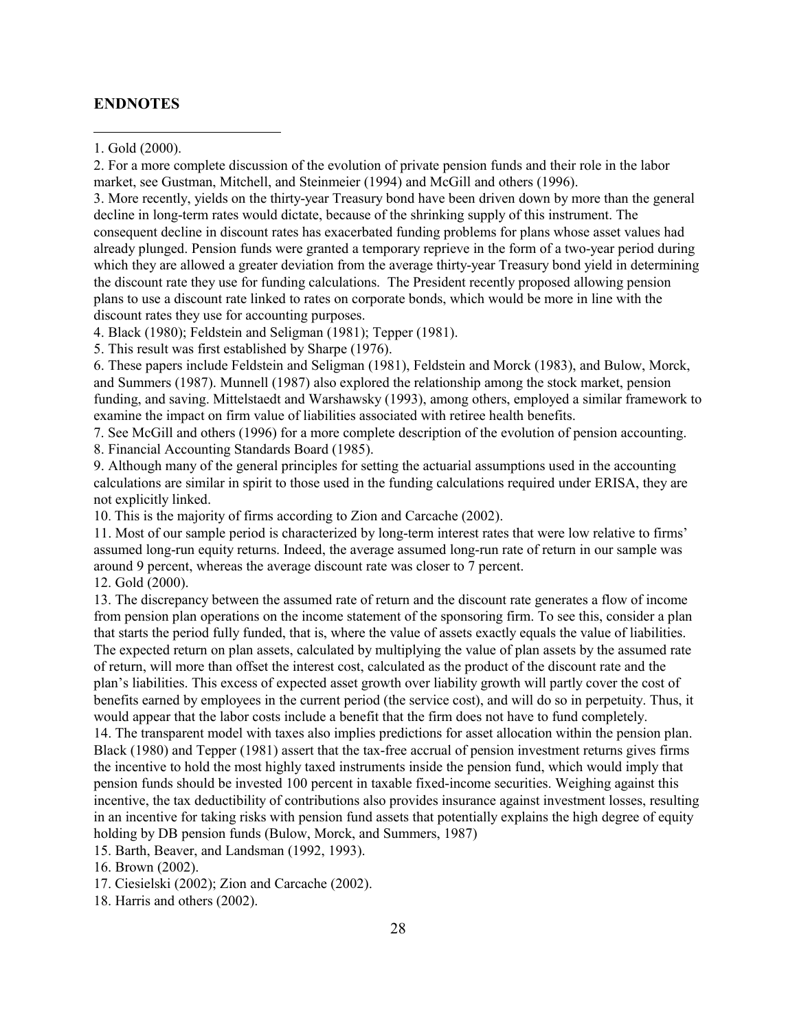## ENDNOTES

1. Gold (2000).

2. For a more complete discussion of the evolution of private pension funds and their role in the labor market, see Gustman, Mitchell, and Steinmeier (1994) and McGill and others (1996).

3. More recently, yields on the thirty-year Treasury bond have been driven down by more than the general decline in long-term rates would dictate, because of the shrinking supply of this instrument. The consequent decline in discount rates has exacerbated funding problems for plans whose asset values had already plunged. Pension funds were granted a temporary reprieve in the form of a two-year period during which they are allowed a greater deviation from the average thirty-year Treasury bond yield in determining the discount rate they use for funding calculations. The President recently proposed allowing pension plans to use a discount rate linked to rates on corporate bonds, which would be more in line with the discount rates they use for accounting purposes.

4. Black (1980); Feldstein and Seligman (1981); Tepper (1981).

5. This result was first established by Sharpe (1976).

6. These papers include Feldstein and Seligman (1981), Feldstein and Morck (1983), and Bulow, Morck, and Summers (1987). Munnell (1987) also explored the relationship among the stock market, pension funding, and saving. Mittelstaedt and Warshawsky (1993), among others, employed a similar framework to examine the impact on firm value of liabilities associated with retiree health benefits.

7. See McGill and others (1996) for a more complete description of the evolution of pension accounting.

8. Financial Accounting Standards Board (1985).

9. Although many of the general principles for setting the actuarial assumptions used in the accounting calculations are similar in spirit to those used in the funding calculations required under ERISA, they are not explicitly linked.

10. This is the majority of firms according to Zion and Carcache (2002).

11. Most of our sample period is characterized by long-term interest rates that were low relative to firms' assumed long-run equity returns. Indeed, the average assumed long-run rate of return in our sample was around 9 percent, whereas the average discount rate was closer to 7 percent.

12. Gold (2000).

13. The discrepancy between the assumed rate of return and the discount rate generates a flow of income from pension plan operations on the income statement of the sponsoring firm. To see this, consider a plan that starts the period fully funded, that is, where the value of assets exactly equals the value of liabilities. The expected return on plan assets, calculated by multiplying the value of plan assets by the assumed rate of return, will more than offset the interest cost, calculated as the product of the discount rate and the plan's liabilities. This excess of expected asset growth over liability growth will partly cover the cost of benefits earned by employees in the current period (the service cost), and will do so in perpetuity. Thus, it would appear that the labor costs include a benefit that the firm does not have to fund completely.

14. The transparent model with taxes also implies predictions for asset allocation within the pension plan. Black (1980) and Tepper (1981) assert that the tax-free accrual of pension investment returns gives firms the incentive to hold the most highly taxed instruments inside the pension fund, which would imply that pension funds should be invested 100 percent in taxable fixed-income securities. Weighing against this incentive, the tax deductibility of contributions also provides insurance against investment losses, resulting in an incentive for taking risks with pension fund assets that potentially explains the high degree of equity holding by DB pension funds (Bulow, Morck, and Summers, 1987)

15. Barth, Beaver, and Landsman (1992, 1993).

16. Brown (2002).

17. Ciesielski (2002); Zion and Carcache (2002).

18. Harris and others (2002).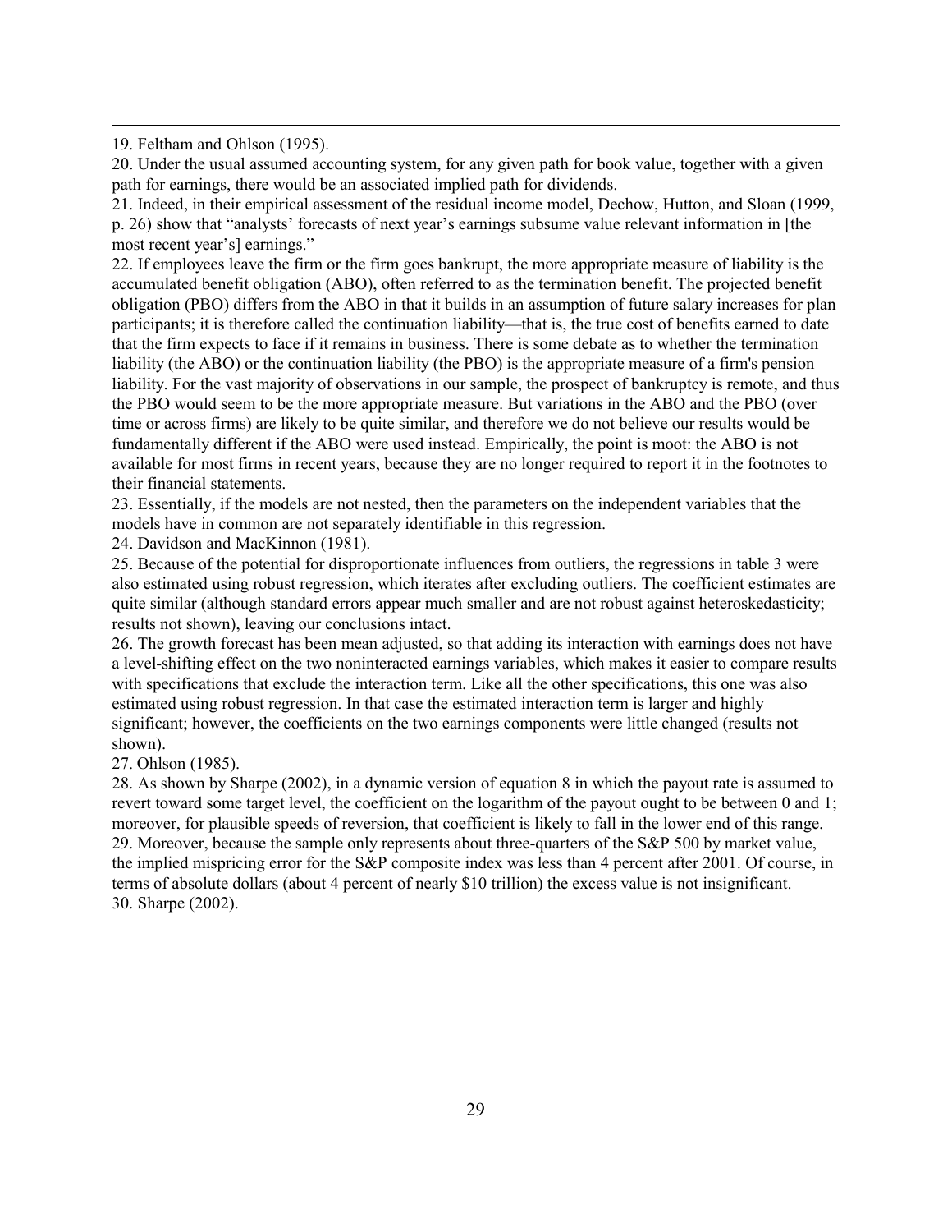19. Feltham and Ohlson (1995).

20. Under the usual assumed accounting system, for any given path for book value, together with a given path for earnings, there would be an associated implied path for dividends.

21. Indeed, in their empirical assessment of the residual income model, Dechow, Hutton, and Sloan (1999, p. 26) show that "analysts' forecasts of next year's earnings subsume value relevant information in [the most recent year's] earnings."

22. If employees leave the firm or the firm goes bankrupt, the more appropriate measure of liability is the accumulated benefit obligation (ABO), often referred to as the termination benefit. The projected benefit obligation (PBO) differs from the ABO in that it builds in an assumption of future salary increases for plan participants; it is therefore called the continuation liability—that is, the true cost of benefits earned to date that the firm expects to face if it remains in business. There is some debate as to whether the termination liability (the ABO) or the continuation liability (the PBO) is the appropriate measure of a firm's pension liability. For the vast majority of observations in our sample, the prospect of bankruptcy is remote, and thus the PBO would seem to be the more appropriate measure. But variations in the ABO and the PBO (over time or across firms) are likely to be quite similar, and therefore we do not believe our results would be fundamentally different if the ABO were used instead. Empirically, the point is moot: the ABO is not available for most firms in recent years, because they are no longer required to report it in the footnotes to their financial statements.

23. Essentially, if the models are not nested, then the parameters on the independent variables that the models have in common are not separately identifiable in this regression.

24. Davidson and MacKinnon (1981).

25. Because of the potential for disproportionate influences from outliers, the regressions in table 3 were also estimated using robust regression, which iterates after excluding outliers. The coefficient estimates are quite similar (although standard errors appear much smaller and are not robust against heteroskedasticity; results not shown), leaving our conclusions intact.

26. The growth forecast has been mean adjusted, so that adding its interaction with earnings does not have a level-shifting effect on the two noninteracted earnings variables, which makes it easier to compare results with specifications that exclude the interaction term. Like all the other specifications, this one was also estimated using robust regression. In that case the estimated interaction term is larger and highly significant; however, the coefficients on the two earnings components were little changed (results not shown).

27. Ohlson (1985).

28. As shown by Sharpe (2002), in a dynamic version of equation 8 in which the payout rate is assumed to revert toward some target level, the coefficient on the logarithm of the payout ought to be between 0 and 1; moreover, for plausible speeds of reversion, that coefficient is likely to fall in the lower end of this range.

29. Moreover, because the sample only represents about three-quarters of the S&P 500 by market value, the implied mispricing error for the S&P composite index was less than 4 percent after 2001. Of course, in terms of absolute dollars (about 4 percent of nearly $10 trillion) the excess value is not insignificant.

30. Sharpe (2002).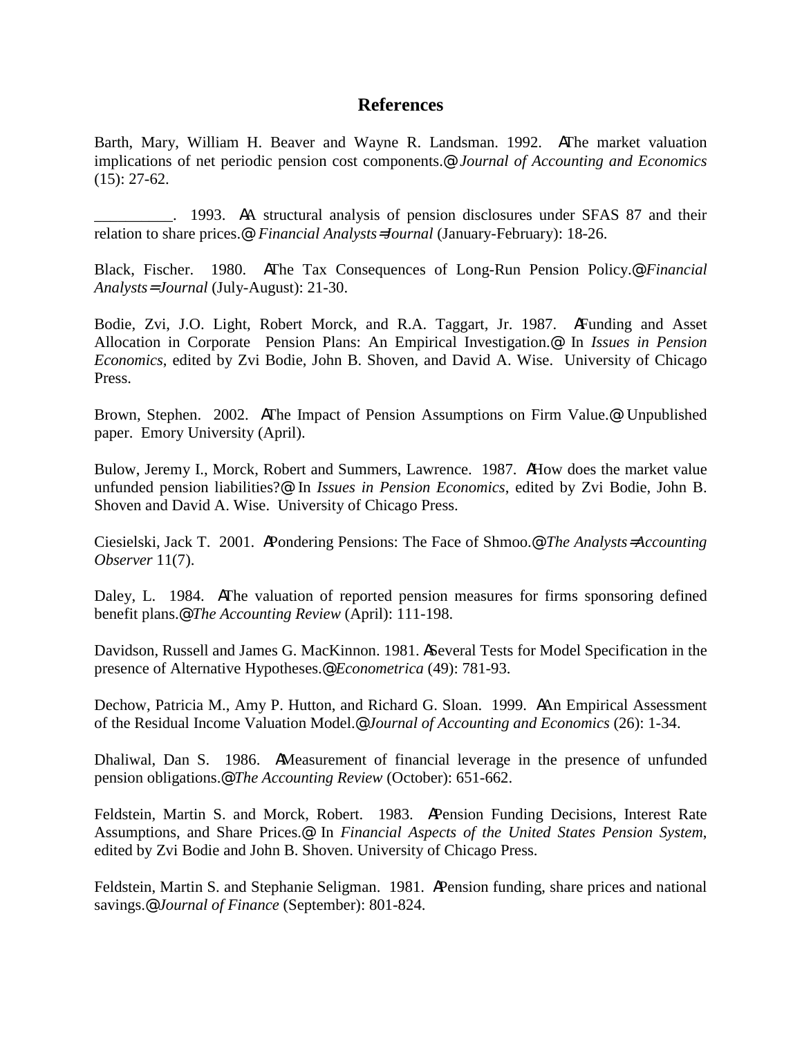# References

Barth, Mary, William H. Beaver and Wayne R. Landsman. 1992. AThe market valuation implications of net periodic pension cost components.@ *Journal of Accounting and Economics* (15): 27-62.

__________. 1993. AA structural analysis of pension disclosures under SFAS 87 and their relation to share prices.@ *Financial Analysts=Journal* (January-February): 18-26.

Black, Fischer. 1980. AThe Tax Consequences of Long-Run Pension Policy.@ *Financial Analysts= Journal* (July-August): 21-30.

Bodie, Zvi, J.O. Light, Robert Morck, and R.A. Taggart, Jr. 1987. AFunding and Asset Allocation in Corporate Pension Plans: An Empirical Investigation.@ In *Issues in Pension Economics*, edited by Zvi Bodie, John B. Shoven, and David A. Wise. University of Chicago Press.

Brown, Stephen. 2002. AThe Impact of Pension Assumptions on Firm Value.@ Unpublished paper. Emory University (April).

Bulow, Jeremy I., Morck, Robert and Summers, Lawrence. 1987. AHow does the market value unfunded pension liabilities?@ In *Issues in Pension Economics*, edited by Zvi Bodie, John B. Shoven and David A. Wise. University of Chicago Press.

Ciesielski, Jack T. 2001. APondering Pensions: The Face of Shmoo.@ *The Analysts=Accounting Observer* 11(7).

Daley, L. 1984. AThe valuation of reported pension measures for firms sponsoring defined benefit plans.@ *The Accounting Review* (April): 111-198.

Davidson, Russell and James G. MacKinnon. 1981. ASeveral Tests for Model Specification in the presence of Alternative Hypotheses.@ *Econometrica* (49): 781-93.

Dechow, Patricia M., Amy P. Hutton, and Richard G. Sloan. 1999. AAn Empirical Assessment of the Residual Income Valuation Model.@ *Journal of Accounting and Economics* (26): 1-34.

Dhaliwal, Dan S. 1986. AMeasurement of financial leverage in the presence of unfunded pension obligations.@ *The Accounting Review* (October): 651-662.

Feldstein, Martin S. and Morck, Robert. 1983. APension Funding Decisions, Interest Rate Assumptions, and Share Prices.@ In *Financial Aspects of the United States Pension System*, edited by Zvi Bodie and John B. Shoven. University of Chicago Press.

Feldstein, Martin S. and Stephanie Seligman. 1981. APension funding, share prices and national savings.@ *Journal of Finance* (September): 801-824.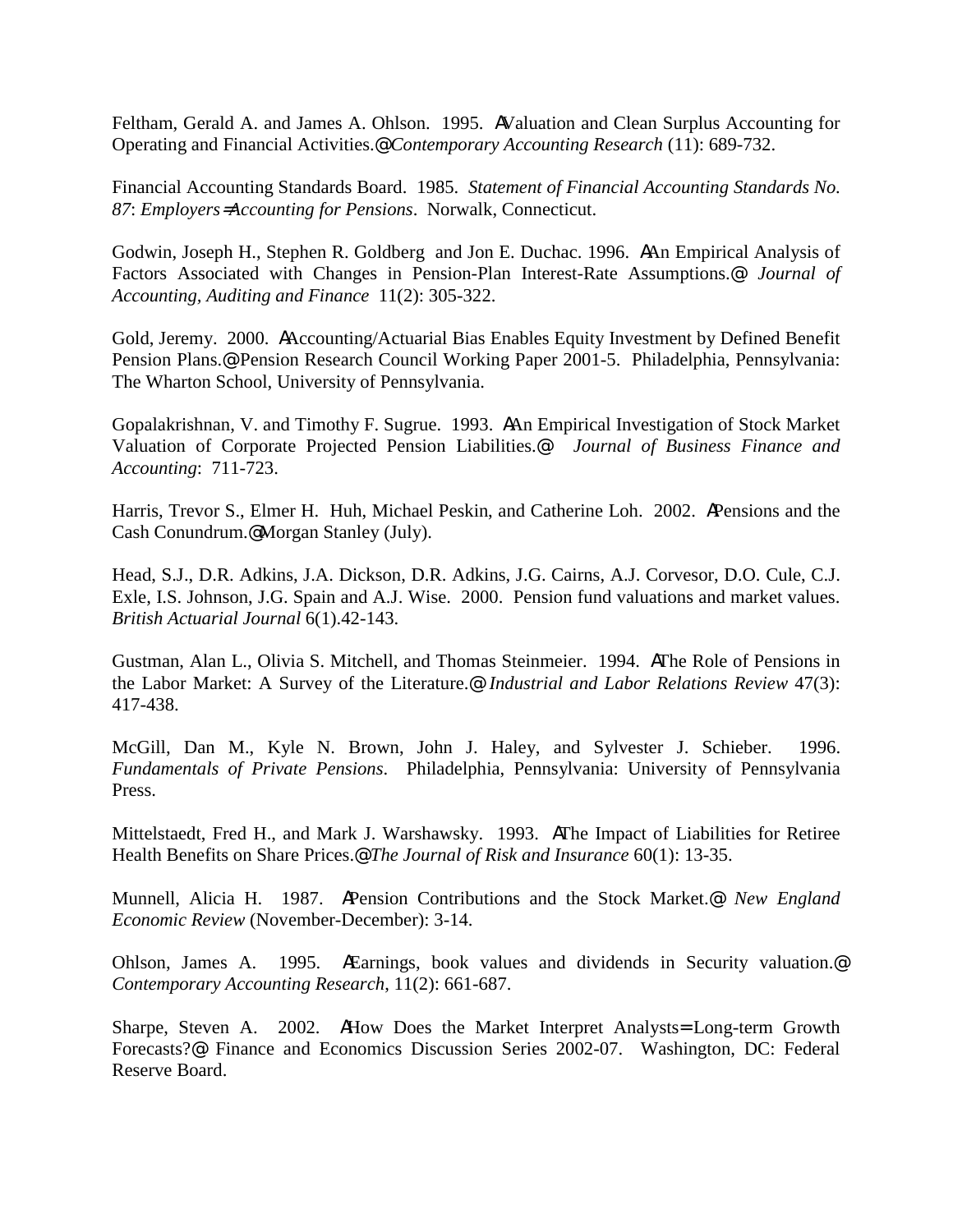Feltham, Gerald A. and James A. Ohlson. 1995. AValuation and Clean Surplus Accounting for Operating and Financial Activities.@ *Contemporary Accounting Research* (11): 689-732.

Financial Accounting Standards Board. 1985. *Statement of Financial Accounting Standards No. 87*: *Employers=Accounting for Pensions*. Norwalk, Connecticut.

Godwin, Joseph H., Stephen R. Goldberg and Jon E. Duchac. 1996. AAn Empirical Analysis of Factors Associated with Changes in Pension-Plan Interest-Rate Assumptions.@ *Journal of Accounting, Auditing and Finance* 11(2): 305-322.

Gold, Jeremy. 2000. AAccounting/Actuarial Bias Enables Equity Investment by Defined Benefit Pension Plans.@ Pension Research Council Working Paper 2001-5. Philadelphia, Pennsylvania: The Wharton School, University of Pennsylvania.

Gopalakrishnan, V. and Timothy F. Sugrue. 1993. AAn Empirical Investigation of Stock Market Valuation of Corporate Projected Pension Liabilities.@ *Journal of Business Finance and Accounting*: 711-723.

Harris, Trevor S., Elmer H. Huh, Michael Peskin, and Catherine Loh. 2002. APensions and the Cash Conundrum.@ Morgan Stanley (July).

Head, S.J., D.R. Adkins, J.A. Dickson, D.R. Adkins, J.G. Cairns, A.J. Corvesor, D.O. Cule, C.J. Exle, I.S. Johnson, J.G. Spain and A.J. Wise. 2000. Pension fund valuations and market values. *British Actuarial Journal* 6(1).42-143.

Gustman, Alan L., Olivia S. Mitchell, and Thomas Steinmeier. 1994. AThe Role of Pensions in the Labor Market: A Survey of the Literature.@ *Industrial and Labor Relations Review* 47(3): 417-438.

McGill, Dan M., Kyle N. Brown, John J. Haley, and Sylvester J. Schieber. 1996. *Fundamentals of Private Pensions*. Philadelphia, Pennsylvania: University of Pennsylvania Press.

Mittelstaedt, Fred H., and Mark J. Warshawsky. 1993. AThe Impact of Liabilities for Retiree Health Benefits on Share Prices.@ *The Journal of Risk and Insurance* 60(1): 13-35.

Munnell, Alicia H. 1987. APension Contributions and the Stock Market.@ *New England Economic Review* (November-December): 3-14.

Ohlson, James A. 1995. AEarnings, book values and dividends in Security valuation.@ *Contemporary Accounting Research*, 11(2): 661-687.

Sharpe, Steven A. 2002. AHow Does the Market Interpret Analysts= Long-term Growth Forecasts?@ Finance and Economics Discussion Series 2002-07. Washington, DC: Federal Reserve Board.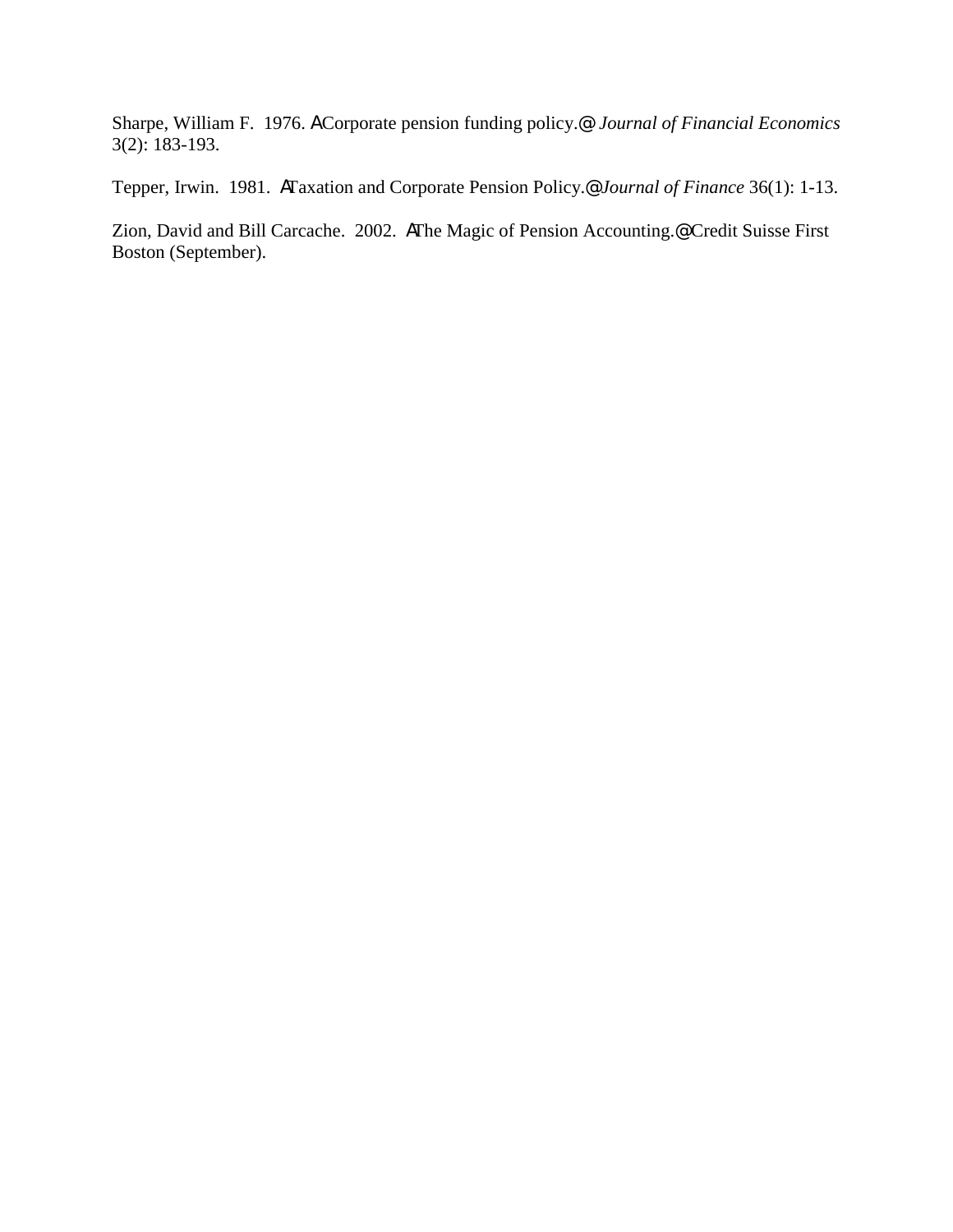Sharpe, William F. 1976. ACorporate pension funding policy.@ *Journal of Financial Economics* 3(2): 183-193.

Tepper, Irwin. 1981. ATaxation and Corporate Pension Policy.@ *Journal of Finance* 36(1): 1-13.

Zion, David and Bill Carcache. 2002. AThe Magic of Pension Accounting.@ Credit Suisse First Boston (September).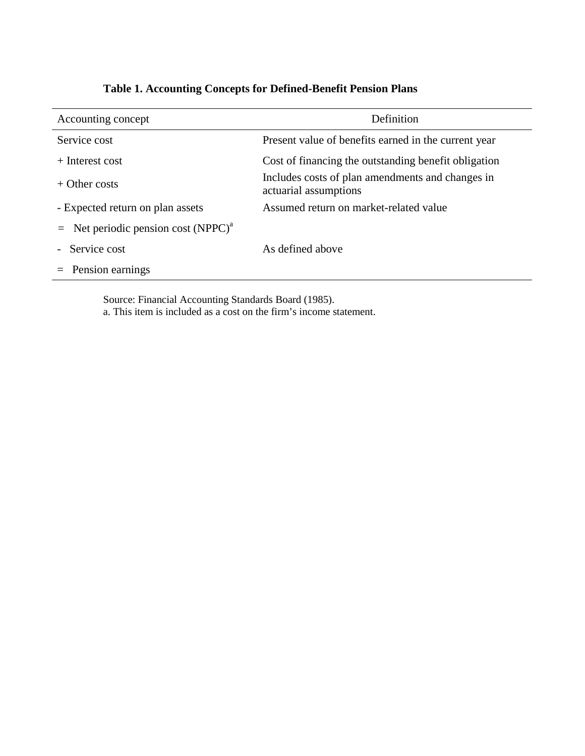**Table 1. Accounting Concepts for Defined-Benefit Pension Plans**

| Accounting concept | Definition |
|---|---|
| Service cost | Present value of benefits earned in the current year |
| + Interest cost | Cost of financing the outstanding benefit obligation |
| + Other costs | Includes costs of plan amendments and changes in actuarial assumptions |
| - Expected return on plan assets | Assumed return on market-related value |
| = Net periodic pension cost (NPPC)[a] | |
| - Service cost | As defined above |
| = Pension earnings | |

Source: Financial Accounting Standards Board (1985).
a. This item is included as a cost on the firm's income statement.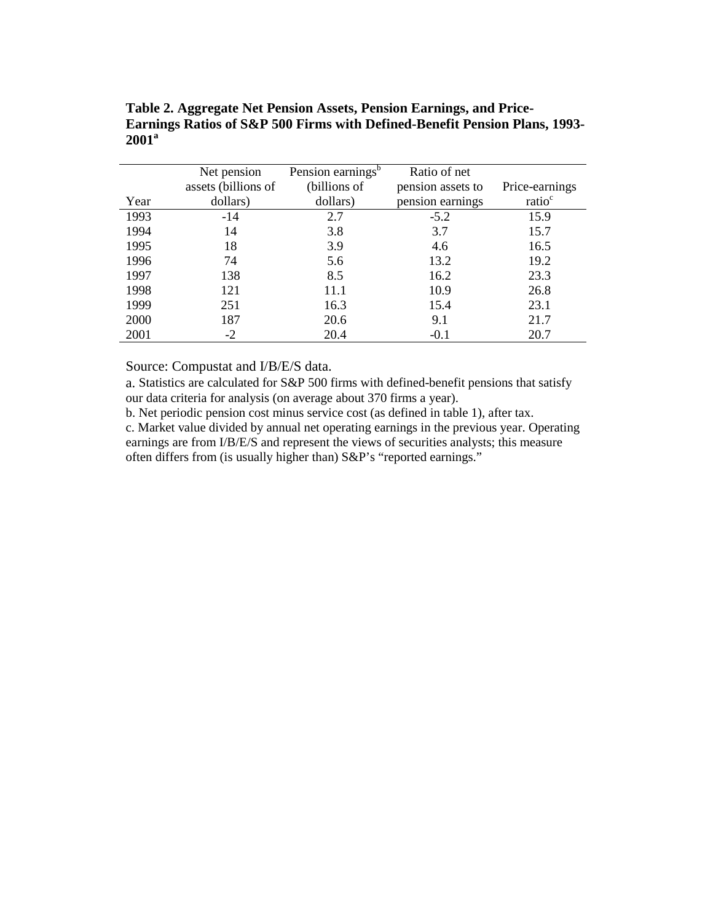**Table 2. Aggregate Net Pension Assets, Pension Earnings, and Price-Earnings Ratios of S&P 500 Firms with Defined-Benefit Pension Plans, 1993-2001[a]**

| Year | Net pension assets (billions of dollars) | Pension earnings[b] (billions of dollars) | Ratio of net pension assets to pension earnings | Price-earnings ratio[c] |
|---|---|---|---|---|
| 1993 | -14 | 2.7 | -5.2 | 15.9 |
| 1994 | 14 | 3.8 | 3.7 | 15.7 |
| 1995 | 18 | 3.9 | 4.6 | 16.5 |
| 1996 | 74 | 5.6 | 13.2 | 19.2 |
| 1997 | 138 | 8.5 | 16.2 | 23.3 |
| 1998 | 121 | 11.1 | 10.9 | 26.8 |
| 1999 | 251 | 16.3 | 15.4 | 23.1 |
| 2000 | 187 | 20.6 | 9.1 | 21.7 |
| 2001 | -2 | 20.4 | -0.1 | 20.7 |

Source: Compustat and I/B/E/S data.

a. Statistics are calculated for S&P 500 firms with defined-benefit pensions that satisfy our data criteria for analysis (on average about 370 firms a year).

b. Net periodic pension cost minus service cost (as defined in table 1), after tax.

c. Market value divided by annual net operating earnings in the previous year. Operating earnings are from I/B/E/S and represent the views of securities analysts; this measure often differs from (is usually higher than) S&P's "reported earnings."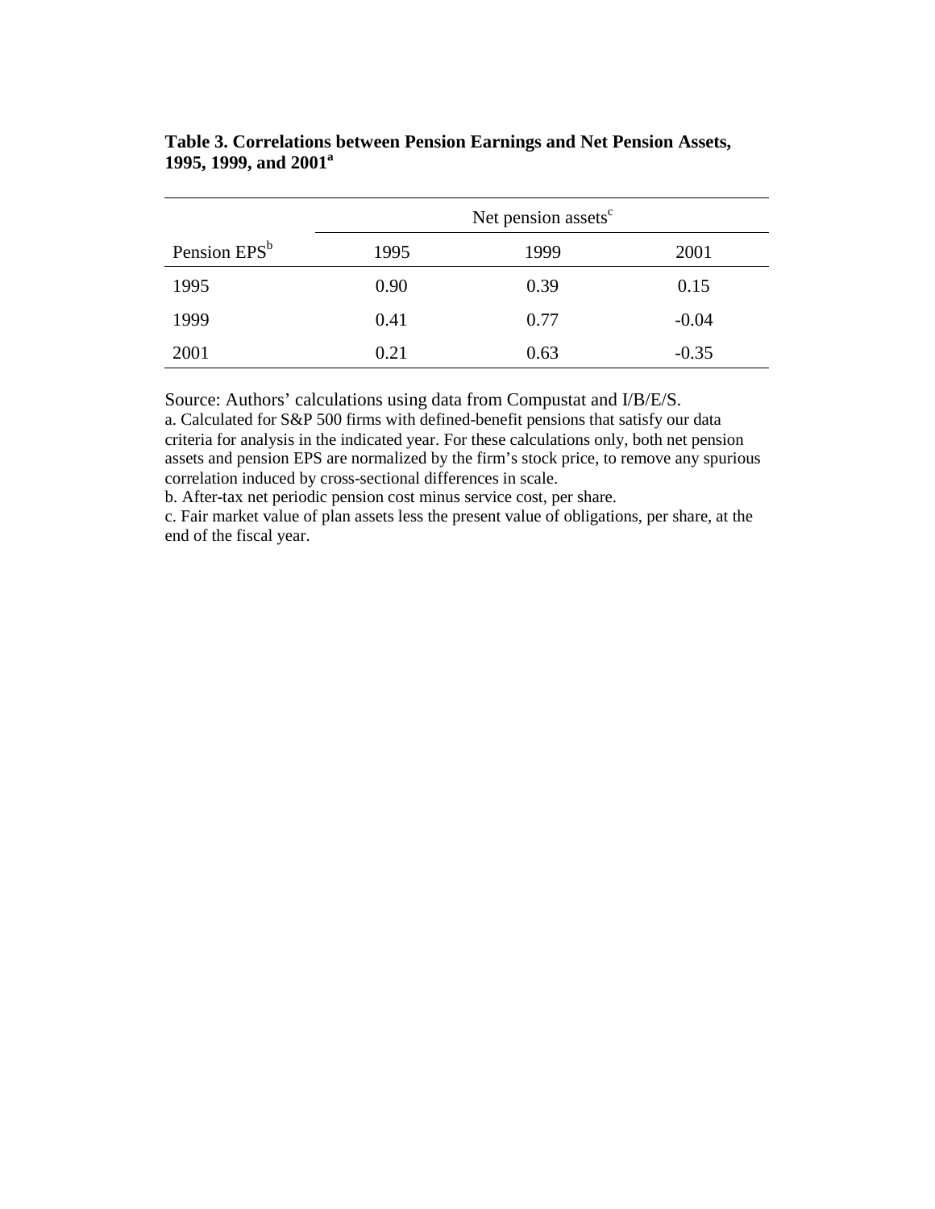**Table 3. Correlations between Pension Earnings and Net Pension Assets, 1995, 1999, and 2001[a]**

| | Net pension assets[c] | | |
|---|---|---|---|
| Pension EPS[b] | 1995 | 1999 | 2001 |
| 1995 | 0.90 | 0.39 | 0.15 |
| 1999 | 0.41 | 0.77 | -0.04 |
| 2001 | 0.21 | 0.63 | -0.35 |

Source: Authors' calculations using data from Compustat and I/B/E/S.

a. Calculated for S&P 500 firms with defined-benefit pensions that satisfy our data criteria for analysis in the indicated year. For these calculations only, both net pension assets and pension EPS are normalized by the firm's stock price, to remove any spurious correlation induced by cross-sectional differences in scale.

b. After-tax net periodic pension cost minus service cost, per share.

c. Fair market value of plan assets less the present value of obligations, per share, at the end of the fiscal year.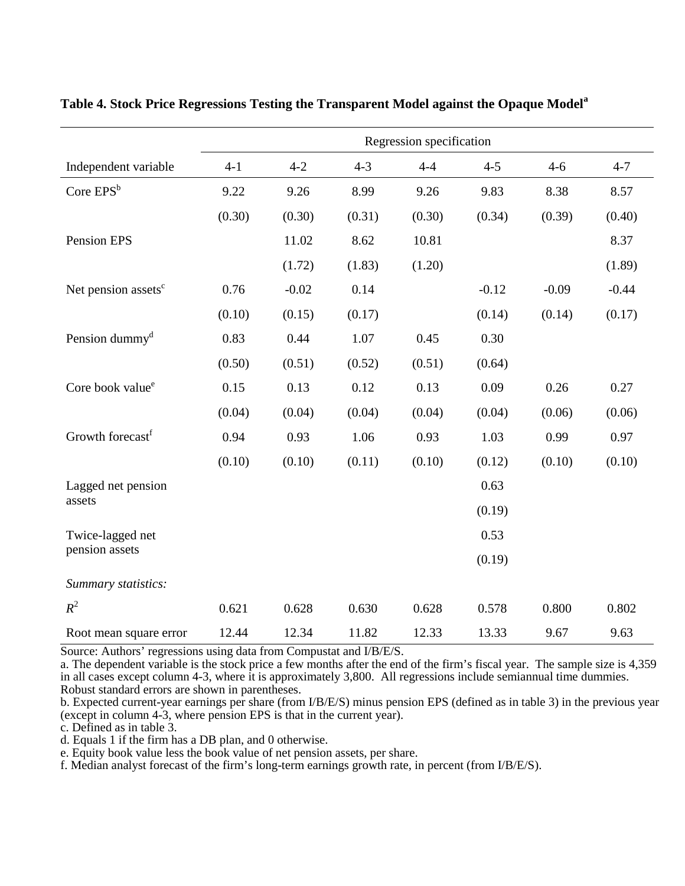**Table 4. Stock Price Regressions Testing the Transparent Model against the Opaque Model[a]**

| | Regression specification | | | | | | |
|---|---|---|---|---|---|---|---|
| Independent variable | 4-1 | 4-2 | 4-3 | 4-4 | 4-5 | 4-6 | 4-7 |
| Core EPS[b] | 9.22 | 9.26 | 8.99 | 9.26 | 9.83 | 8.38 | 8.57 |
| | (0.30) | (0.30) | (0.31) | (0.30) | (0.34) | (0.39) | (0.40) |
| Pension EPS | | 11.02 | 8.62 | 10.81 | | | 8.37 |
| | | (1.72) | (1.83) | (1.20) | | | (1.89) |
| Net pension assets[c] | 0.76 | -0.02 | 0.14 | | -0.12 | -0.09 | -0.44 |
| | (0.10) | (0.15) | (0.17) | | (0.14) | (0.14) | (0.17) |
| Pension dummy[d] | 0.83 | 0.44 | 1.07 | 0.45 | 0.30 | | |
| | (0.50) | (0.51) | (0.52) | (0.51) | (0.64) | | |
| Core book value[e] | 0.15 | 0.13 | 0.12 | 0.13 | 0.09 | 0.26 | 0.27 |
| | (0.04) | (0.04) | (0.04) | (0.04) | (0.04) | (0.06) | (0.06) |
| Growth forecast[f] | 0.94 | 0.93 | 1.06 | 0.93 | 1.03 | 0.99 | 0.97 |
| | (0.10) | (0.10) | (0.11) | (0.10) | (0.12) | (0.10) | (0.10) |
| Lagged net pension assets | | | | | 0.63 | | |
| | | | | | (0.19) | | |
| Twice-lagged net pension assets | | | | | 0.53 | | |
| | | | | | (0.19) | | |
| *Summary statistics:* | | | | | | | |
| $R^2$ | 0.621 | 0.628 | 0.630 | 0.628 | 0.578 | 0.800 | 0.802 |
| Root mean square error | 12.44 | 12.34 | 11.82 | 12.33 | 13.33 | 9.67 | 9.63 |

Source: Authors' regressions using data from Compustat and I/B/E/S.

a. The dependent variable is the stock price a few months after the end of the firm's fiscal year. The sample size is 4,359 in all cases except column 4-3, where it is approximately 3,800. All regressions include semiannual time dummies. Robust standard errors are shown in parentheses.

b. Expected current-year earnings per share (from I/B/E/S) minus pension EPS (defined as in table 3) in the previous year (except in column 4-3, where pension EPS is that in the current year).

c. Defined as in table 3.

d. Equals 1 if the firm has a DB plan, and 0 otherwise.

e. Equity book value less the book value of net pension assets, per share.

f. Median analyst forecast of the firm's long-term earnings growth rate, in percent (from I/B/E/S).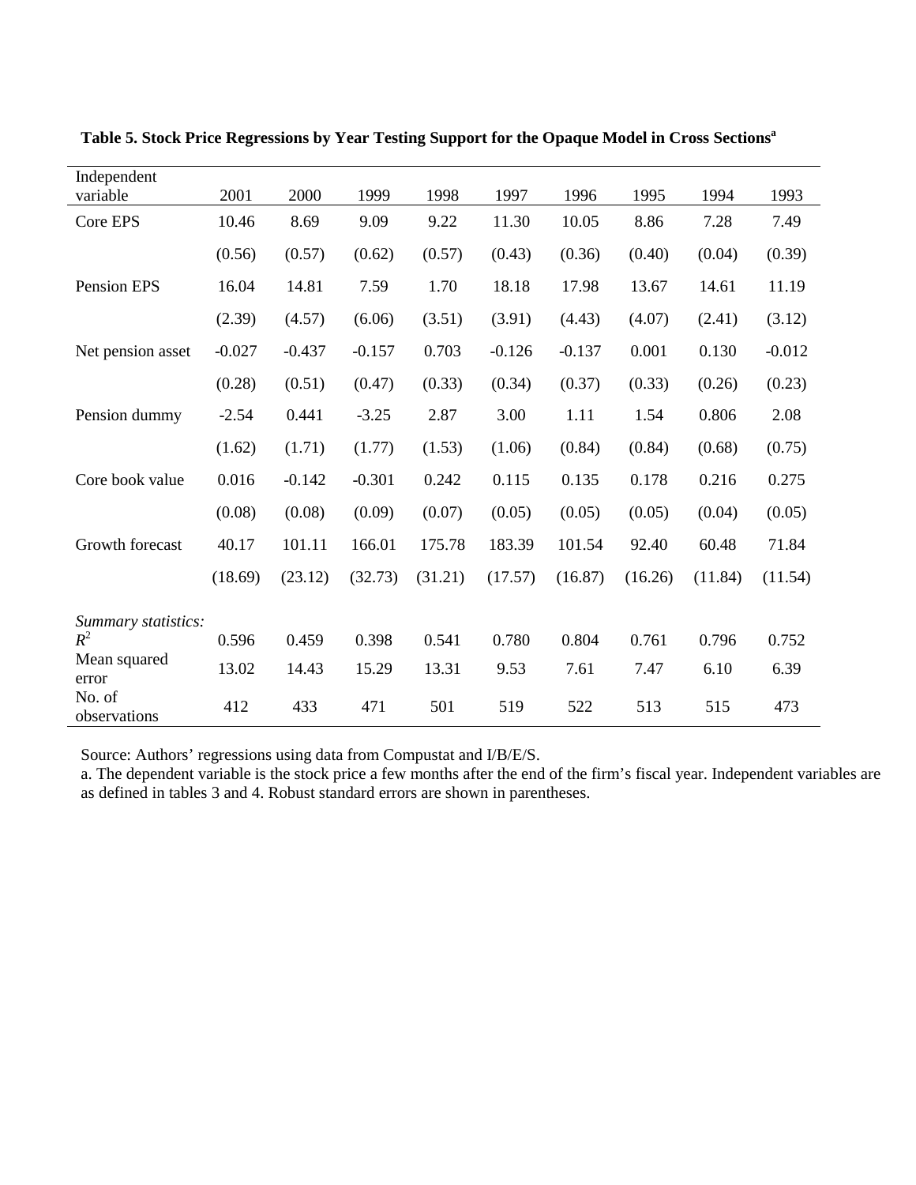**Table 5. Stock Price Regressions by Year Testing Support for the Opaque Model in Cross Sections[a]**

| Independent variable | 2001 | 2000 | 1999 | 1998 | 1997 | 1996 | 1995 | 1994 | 1993 |
|---|---|---|---|---|---|---|---|---|---|
| Core EPS | 10.46 | 8.69 | 9.09 | 9.22 | 11.30 | 10.05 | 8.86 | 7.28 | 7.49 |
| | (0.56) | (0.57) | (0.62) | (0.57) | (0.43) | (0.36) | (0.40) | (0.04) | (0.39) |
| Pension EPS | 16.04 | 14.81 | 7.59 | 1.70 | 18.18 | 17.98 | 13.67 | 14.61 | 11.19 |
| | (2.39) | (4.57) | (6.06) | (3.51) | (3.91) | (4.43) | (4.07) | (2.41) | (3.12) |
| Net pension asset | -0.027 | -0.437 | -0.157 | 0.703 | -0.126 | -0.137 | 0.001 | 0.130 | -0.012 |
| | (0.28) | (0.51) | (0.47) | (0.33) | (0.34) | (0.37) | (0.33) | (0.26) | (0.23) |
| Pension dummy | -2.54 | 0.441 | -3.25 | 2.87 | 3.00 | 1.11 | 1.54 | 0.806 | 2.08 |
| | (1.62) | (1.71) | (1.77) | (1.53) | (1.06) | (0.84) | (0.84) | (0.68) | (0.75) |
| Core book value | 0.016 | -0.142 | -0.301 | 0.242 | 0.115 | 0.135 | 0.178 | 0.216 | 0.275 |
| | (0.08) | (0.08) | (0.09) | (0.07) | (0.05) | (0.05) | (0.05) | (0.04) | (0.05) |
| Growth forecast | 40.17 | 101.11 | 166.01 | 175.78 | 183.39 | 101.54 | 92.40 | 60.48 | 71.84 |
| | (18.69) | (23.12) | (32.73) | (31.21) | (17.57) | (16.87) | (16.26) | (11.84) | (11.54) |
| *Summary statistics:* | | | | | | | | | |
| $R^2$ | 0.596 | 0.459 | 0.398 | 0.541 | 0.780 | 0.804 | 0.761 | 0.796 | 0.752 |
| Mean squared error | 13.02 | 14.43 | 15.29 | 13.31 | 9.53 | 7.61 | 7.47 | 6.10 | 6.39 |
| No. of observations | 412 | 433 | 471 | 501 | 519 | 522 | 513 | 515 | 473 |

Source: Authors' regressions using data from Compustat and I/B/E/S.

a. The dependent variable is the stock price a few months after the end of the firm's fiscal year. Independent variables are as defined in tables 3 and 4. Robust standard errors are shown in parentheses.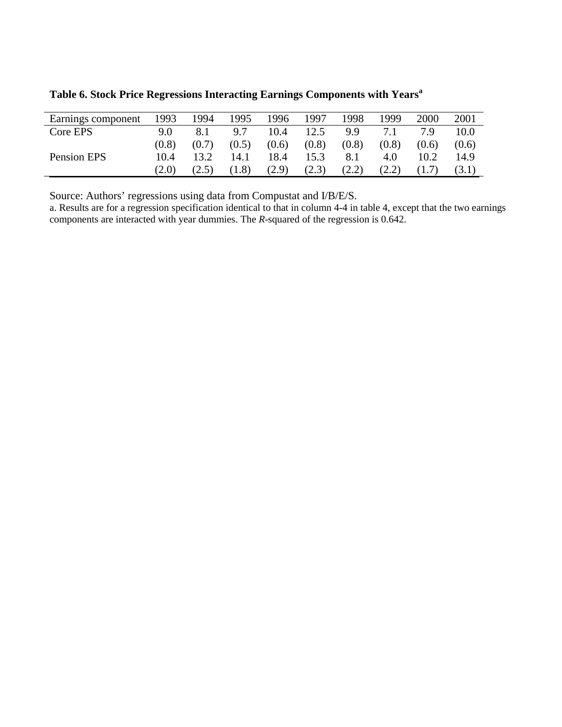**Table 6. Stock Price Regressions Interacting Earnings Components with Years[a]**

| Earnings component | 1993 | 1994 | 1995 | 1996 | 1997 | 1998 | 1999 | 2000 | 2001 |
|---|---|---|---|---|---|---|---|---|---|
| Core EPS | 9.0 | 8.1 | 9.7 | 10.4 | 12.5 | 9.9 | 7.1 | 7.9 | 10.0 |
| | (0.8) | (0.7) | (0.5) | (0.6) | (0.8) | (0.8) | (0.8) | (0.6) | (0.6) |
| Pension EPS | 10.4 | 13.2 | 14.1 | 18.4 | 15.3 | 8.1 | 4.0 | 10.2 | 14.9 |
| | (2.0) | (2.5) | (1.8) | (2.9) | (2.3) | (2.2) | (2.2) | (1.7) | (3.1) |

Source: Authors' regressions using data from Compustat and I/B/E/S.

a. Results are for a regression specification identical to that in column 4-4 in table 4, except that the two earnings components are interacted with year dummies. The *R*-squared of the regression is 0.642.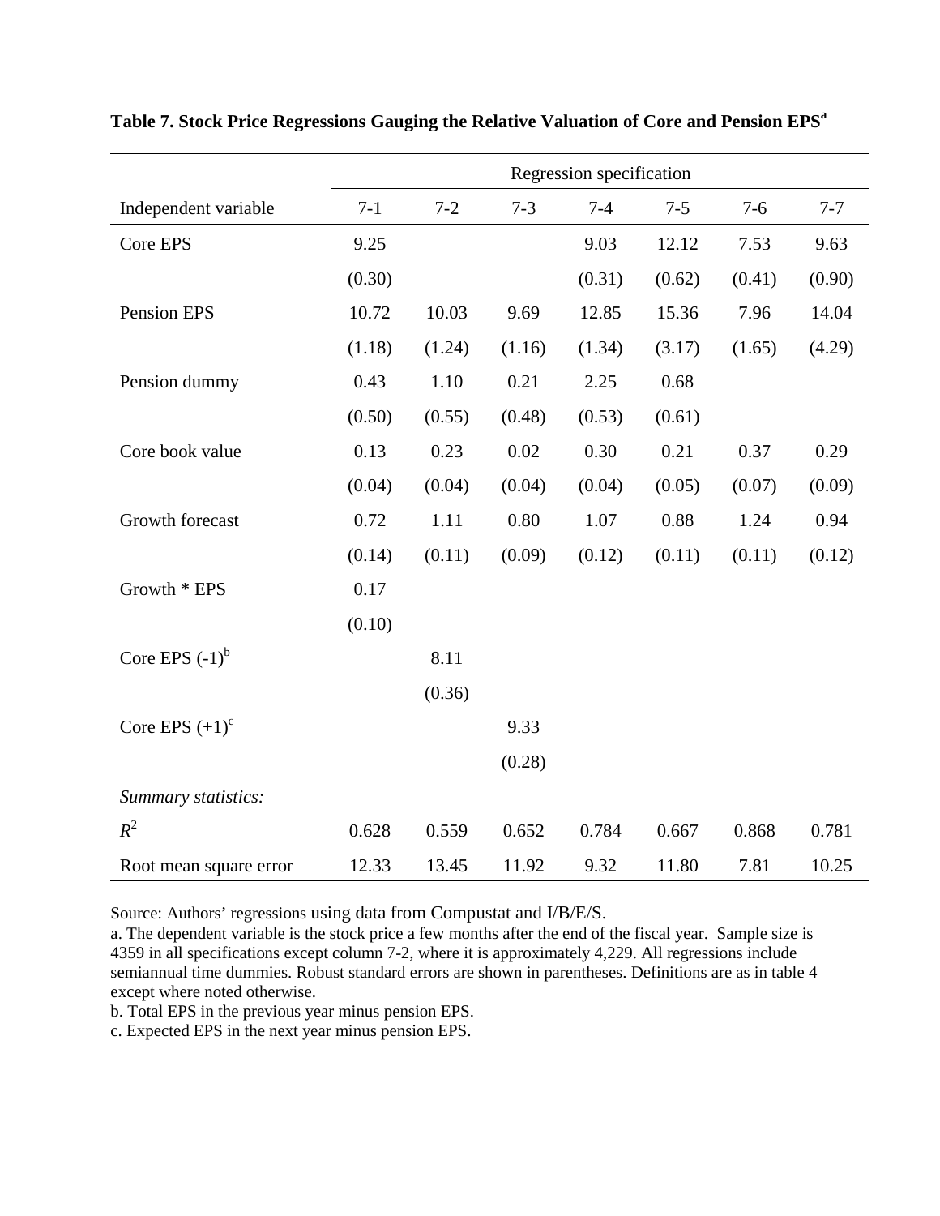**Table 7. Stock Price Regressions Gauging the Relative Valuation of Core and Pension EPS[a]**

| | Regression specification | | | | | | |
|---|---|---|---|---|---|---|---|
| Independent variable | 7-1 | 7-2 | 7-3 | 7-4 | 7-5 | 7-6 | 7-7 |
| Core EPS | 9.25 | | | 9.03 | 12.12 | 7.53 | 9.63 |
| | (0.30) | | | (0.31) | (0.62) | (0.41) | (0.90) |
| Pension EPS | 10.72 | 10.03 | 9.69 | 12.85 | 15.36 | 7.96 | 14.04 |
| | (1.18) | (1.24) | (1.16) | (1.34) | (3.17) | (1.65) | (4.29) |
| Pension dummy | 0.43 | 1.10 | 0.21 | 2.25 | 0.68 | | |
| | (0.50) | (0.55) | (0.48) | (0.53) | (0.61) | | |
| Core book value | 0.13 | 0.23 | 0.02 | 0.30 | 0.21 | 0.37 | 0.29 |
| | (0.04) | (0.04) | (0.04) | (0.04) | (0.05) | (0.07) | (0.09) |
| Growth forecast | 0.72 | 1.11 | 0.80 | 1.07 | 0.88 | 1.24 | 0.94 |
| | (0.14) | (0.11) | (0.09) | (0.12) | (0.11) | (0.11) | (0.12) |
| Growth * EPS | 0.17 | | | | | | |
| | (0.10) | | | | | | |
| Core EPS (-1)[b] | | 8.11 | | | | | |
| | | (0.36) | | | | | |
| Core EPS (+1)[c] | | | 9.33 | | | | |
| | | | (0.28) | | | | |
| *Summary statistics:* | | | | | | | |
| $R^2$ | 0.628 | 0.559 | 0.652 | 0.784 | 0.667 | 0.868 | 0.781 |
| Root mean square error | 12.33 | 13.45 | 11.92 | 9.32 | 11.80 | 7.81 | 10.25 |

Source: Authors' regressions using data from Compustat and I/B/E/S.

a. The dependent variable is the stock price a few months after the end of the fiscal year. Sample size is 4359 in all specifications except column 7-2, where it is approximately 4,229. All regressions include semiannual time dummies. Robust standard errors are shown in parentheses. Definitions are as in table 4 except where noted otherwise.

b. Total EPS in the previous year minus pension EPS.

c. Expected EPS in the next year minus pension EPS.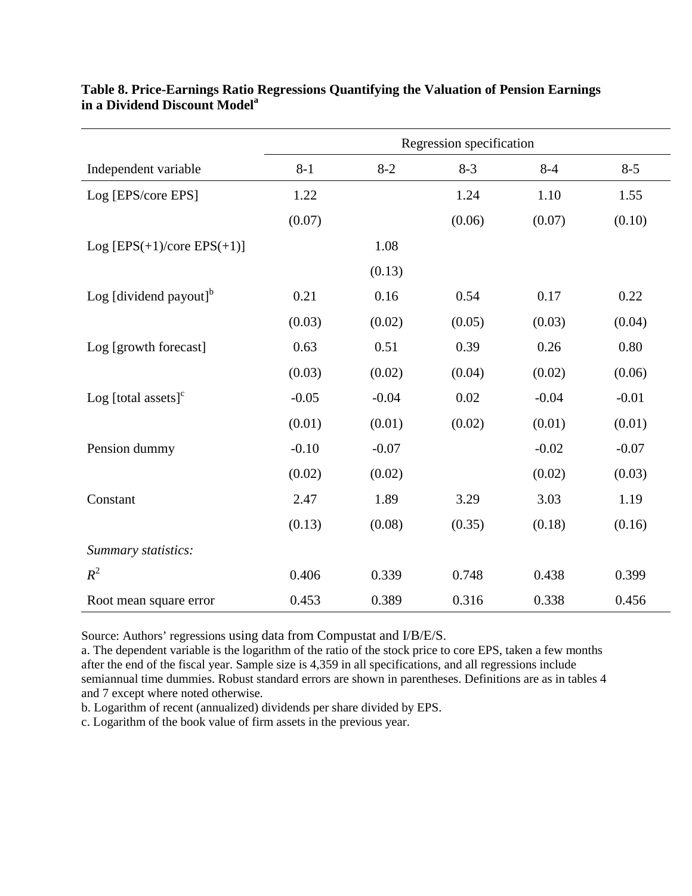**Table 8. Price-Earnings Ratio Regressions Quantifying the Valuation of Pension Earnings in a Dividend Discount Model**[a]

| | Regression specification | | | | |
|---|---|---|---|---|---|
| Independent variable | 8-1 | 8-2 | 8-3 | 8-4 | 8-5 |
| Log [EPS/core EPS] | 1.22 | | 1.24 | 1.10 | 1.55 |
| | (0.07) | | (0.06) | (0.07) | (0.10) |
| Log [EPS(+1)/core EPS(+1)] | | 1.08 | | | |
| | | (0.13) | | | |
| Log [dividend payout][b] | 0.21 | 0.16 | 0.54 | 0.17 | 0.22 |
| | (0.03) | (0.02) | (0.05) | (0.03) | (0.04) |
| Log [growth forecast] | 0.63 | 0.51 | 0.39 | 0.26 | 0.80 |
| | (0.03) | (0.02) | (0.04) | (0.02) | (0.06) |
| Log [total assets][c] | -0.05 | -0.04 | 0.02 | -0.04 | -0.01 |
| | (0.01) | (0.01) | (0.02) | (0.01) | (0.01) |
| Pension dummy | -0.10 | -0.07 | | -0.02 | -0.07 |
| | (0.02) | (0.02) | | (0.02) | (0.03) |
| Constant | 2.47 | 1.89 | 3.29 | 3.03 | 1.19 |
| | (0.13) | (0.08) | (0.35) | (0.18) | (0.16) |
| *Summary statistics:* | | | | | |
| $R^2$ | 0.406 | 0.339 | 0.748 | 0.438 | 0.399 |
| Root mean square error | 0.453 | 0.389 | 0.316 | 0.338 | 0.456 |

Source: Authors' regressions using data from Compustat and I/B/E/S.

a. The dependent variable is the logarithm of the ratio of the stock price to core EPS, taken a few months after the end of the fiscal year. Sample size is 4,359 in all specifications, and all regressions include semiannual time dummies. Robust standard errors are shown in parentheses. Definitions are as in tables 4 and 7 except where noted otherwise.

b. Logarithm of recent (annualized) dividends per share divided by EPS.

c. Logarithm of the book value of firm assets in the previous year.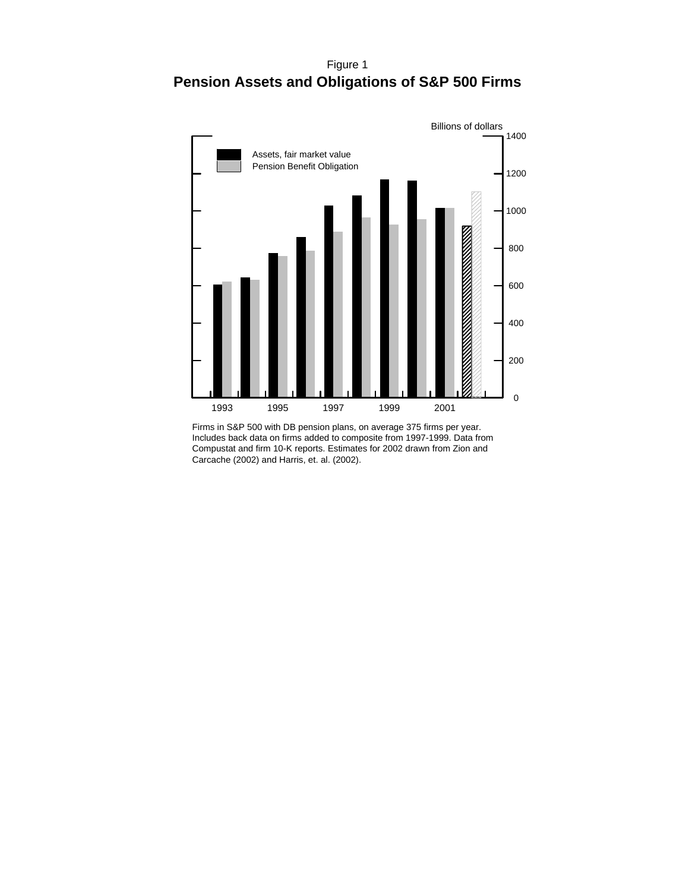Figure 1

**Pension Assets and Obligations of S&P 500 Firms**

Firms in S&P 500 with DB pension plans, on average 375 firms per year. Includes back data on firms added to composite from 1997-1999. Data from Compustat and firm 10-K reports. Estimates for 2002 drawn from Zion and Carcache (2002) and Harris, et. al. (2002).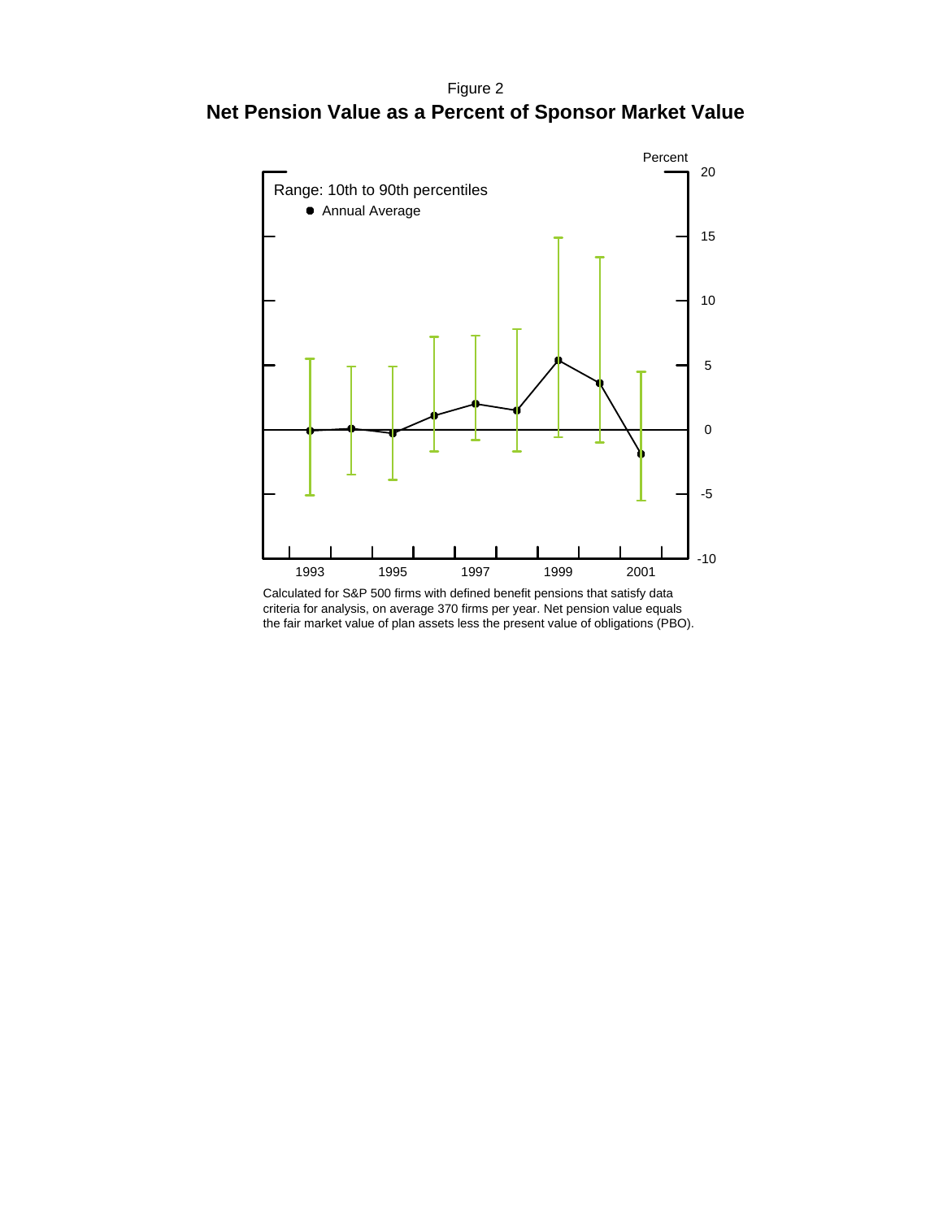Figure 2

**Net Pension Value as a Percent of Sponsor Market Value**

Calculated for S&P 500 firms with defined benefit pensions that satisfy data criteria for analysis, on average 370 firms per year. Net pension value equals the fair market value of plan assets less the present value of obligations (PBO).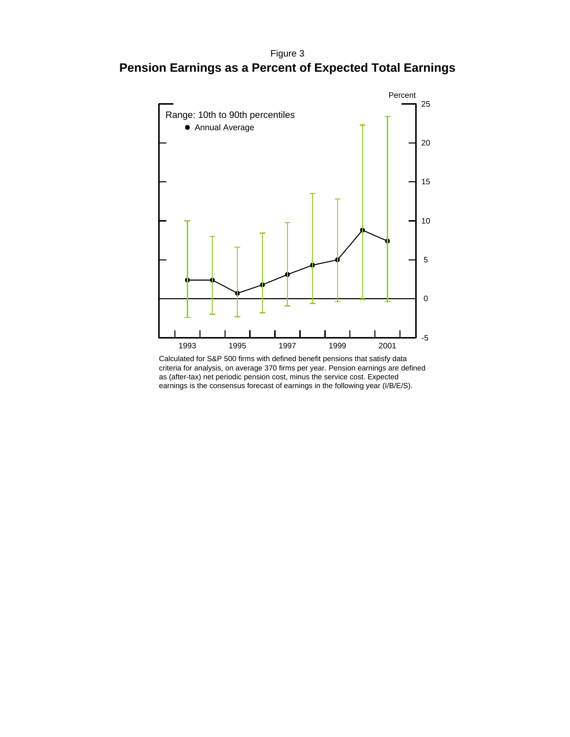Figure 3

**Pension Earnings as a Percent of Expected Total Earnings**

Percent

Range: 10th to 90th percentiles

● Annual Average

25, 20, 15, 10, 5, 0, -5

1993, 1995, 1997, 1999, 2001

Calculated for S&P 500 firms with defined benefit pensions that satisfy data criteria for analysis, on average 370 firms per year. Pension earnings are defined as (after-tax) net periodic pension cost, minus the service cost. Expected earnings is the consensus forecast of earnings in the following year (I/B/E/S).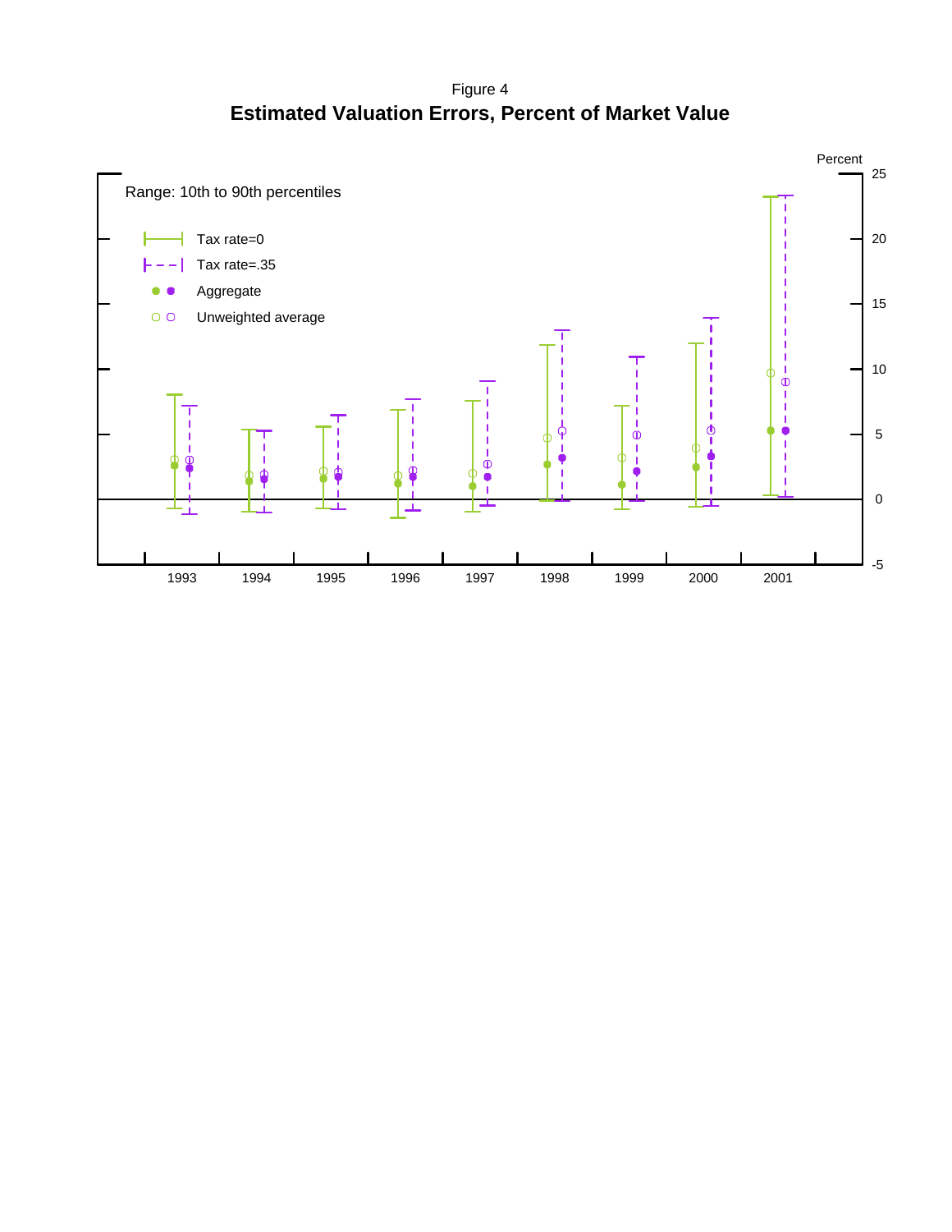Figure 4

**Estimated Valuation Errors, Percent of Market Value**

Range: 10th to 90th percentiles

- Tax rate=0
- Tax rate=.35
- Aggregate
- Unweighted average

Percent

25, 20, 15, 10, 5, 0, -5

1993, 1994, 1995, 1996, 1997, 1998, 1999, 2000, 2001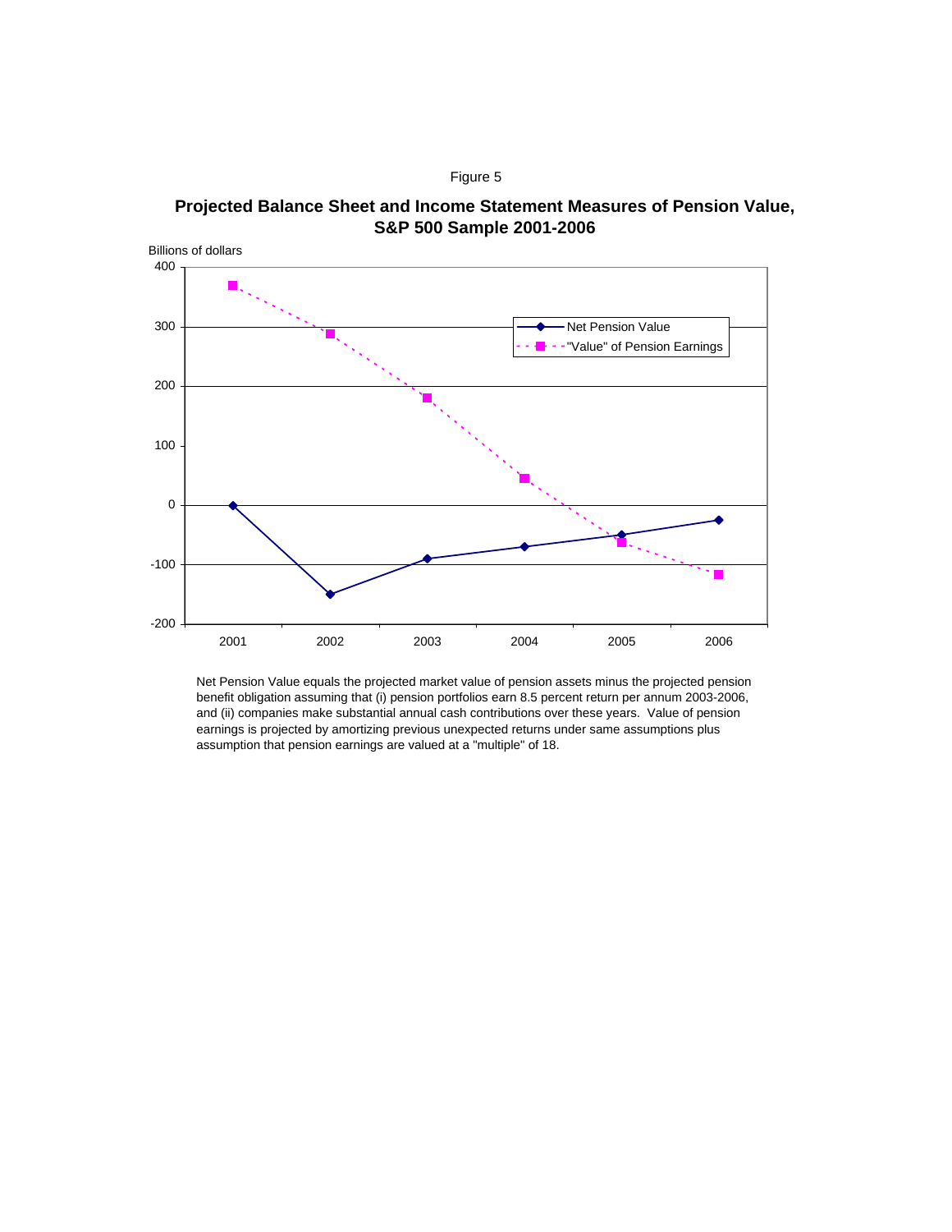Figure 5

**Projected Balance Sheet and Income Statement Measures of Pension Value, S&P 500 Sample 2001-2006**

Billions of dollars

400
300
200
100
0
-100
-200

2001
2002
2003
2004
2005
2006

Net Pension Value
"Value" of Pension Earnings

Net Pension Value equals the projected market value of pension assets minus the projected pension benefit obligation assuming that (i) pension portfolios earn 8.5 percent return per annum 2003-2006, and (ii) companies make substantial annual cash contributions over these years. Value of pension earnings is projected by amortizing previous unexpected returns under same assumptions plus assumption that pension earnings are valued at a "multiple" of 18.